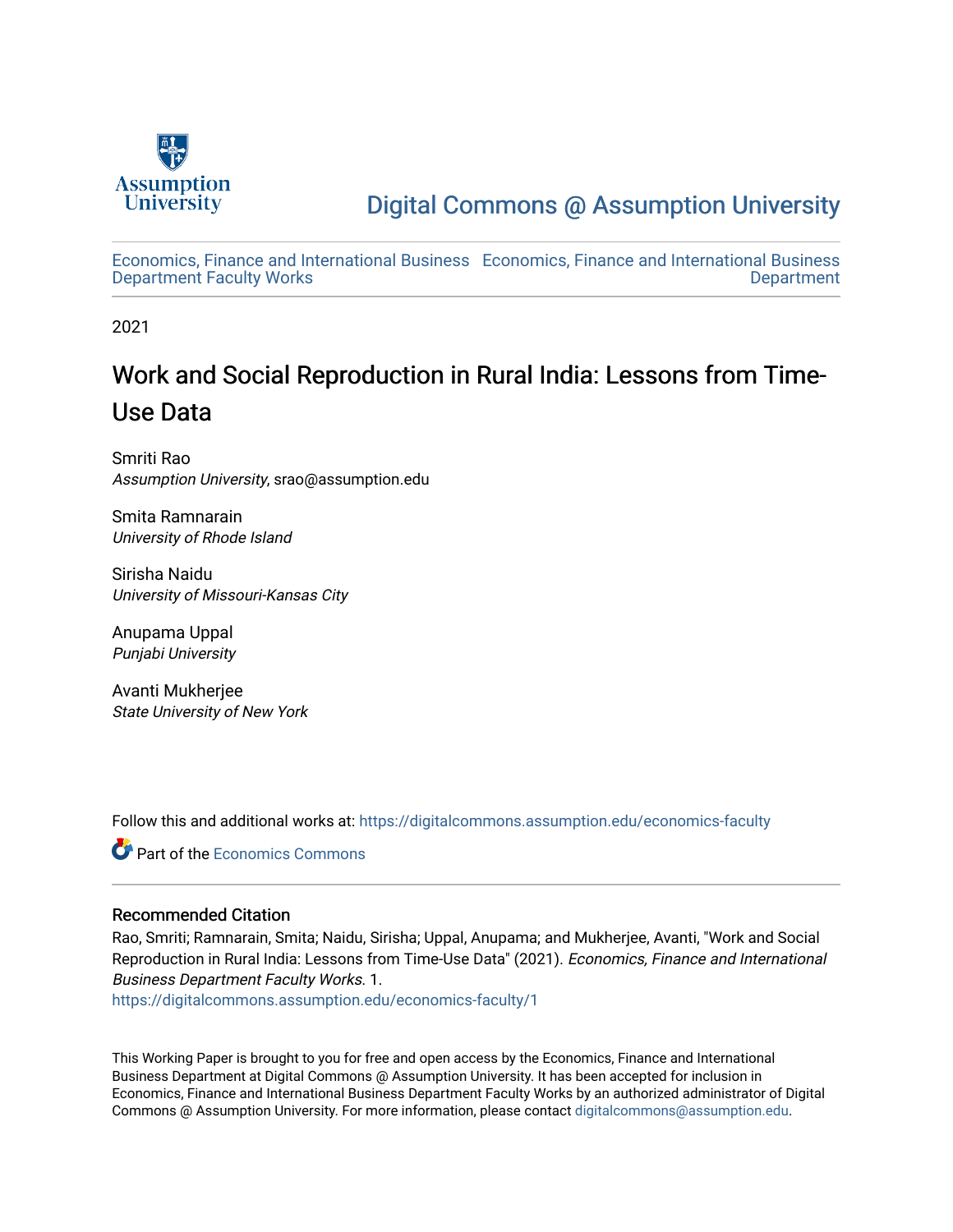Assumption University

# Digital Commons @ Assumption University

Economics, Finance and International Business Department Faculty Works | Economics, Finance and International Business Department

2021

# Work and Social Reproduction in Rural India: Lessons from Time-Use Data

Smriti Rao
*Assumption University*, srao@assumption.edu

Smita Ramnarain
*University of Rhode Island*

Sirisha Naidu
*University of Missouri-Kansas City*

Anupama Uppal
*Punjabi University*

Avanti Mukherjee
*State University of New York*

Follow this and additional works at: https://digitalcommons.assumption.edu/economics-faculty

Part of the Economics Commons

## Recommended Citation

Rao, Smriti; Ramnarain, Smita; Naidu, Sirisha; Uppal, Anupama; and Mukherjee, Avanti, "Work and Social Reproduction in Rural India: Lessons from Time-Use Data" (2021). *Economics, Finance and International Business Department Faculty Works*. 1.
https://digitalcommons.assumption.edu/economics-faculty/1

This Working Paper is brought to you for free and open access by the Economics, Finance and International Business Department at Digital Commons @ Assumption University. It has been accepted for inclusion in Economics, Finance and International Business Department Faculty Works by an authorized administrator of Digital Commons @ Assumption University. For more information, please contact digitalcommons@assumption.edu.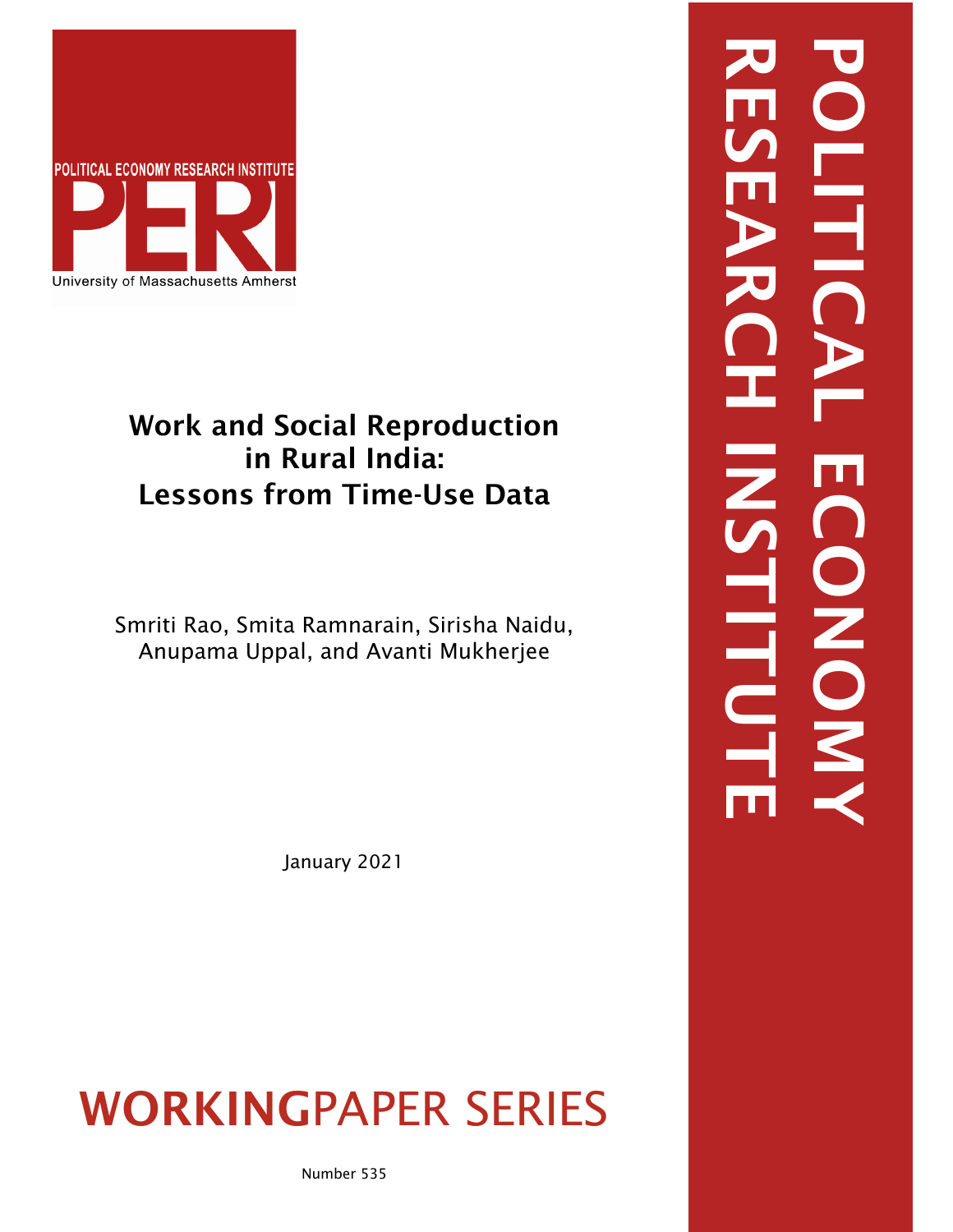# Work and Social Reproduction in Rural India: Lessons from Time-Use Data

Smriti Rao, Smita Ramnarain, Sirisha Naidu, Anupama Uppal, and Avanti Mukherjee

January 2021

WORKINGPAPER SERIES

Number 535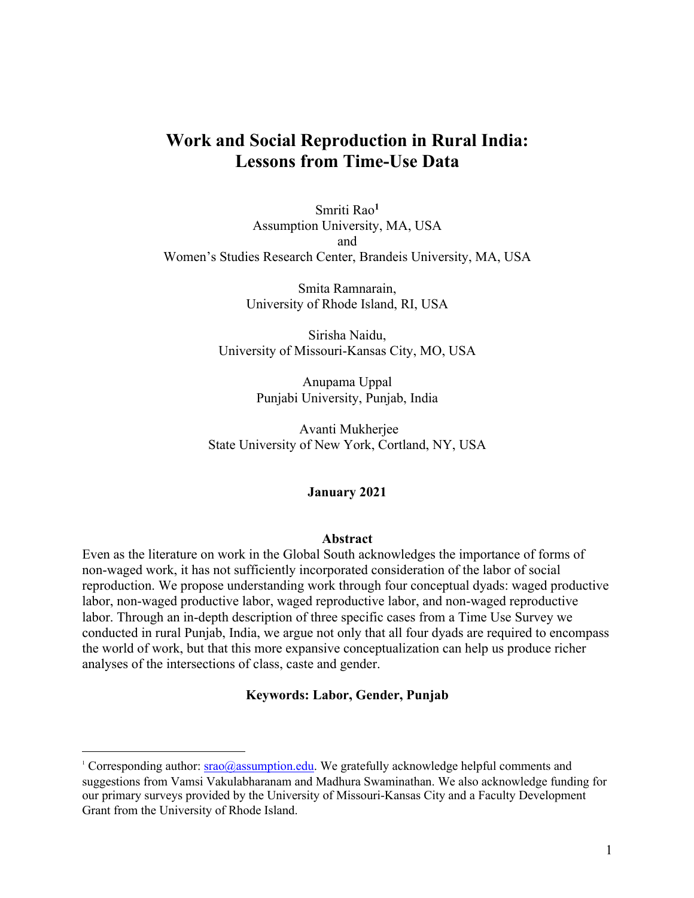# Work and Social Reproduction in Rural India: Lessons from Time-Use Data

Smriti Rao[1]
Assumption University, MA, USA
and
Women's Studies Research Center, Brandeis University, MA, USA

Smita Ramnarain,
University of Rhode Island, RI, USA

Sirisha Naidu,
University of Missouri-Kansas City, MO, USA

Anupama Uppal
Punjabi University, Punjab, India

Avanti Mukherjee
State University of New York, Cortland, NY, USA

**January 2021**

**Abstract**

Even as the literature on work in the Global South acknowledges the importance of forms of non-waged work, it has not sufficiently incorporated consideration of the labor of social reproduction. We propose understanding work through four conceptual dyads: waged productive labor, non-waged productive labor, waged reproductive labor, and non-waged reproductive labor. Through an in-depth description of three specific cases from a Time Use Survey we conducted in rural Punjab, India, we argue not only that all four dyads are required to encompass the world of work, but that this more expansive conceptualization can help us produce richer analyses of the intersections of class, caste and gender.

**Keywords: Labor, Gender, Punjab**

---

[1] Corresponding author: srao@assumption.edu. We gratefully acknowledge helpful comments and suggestions from Vamsi Vakulabharanam and Madhura Swaminathan. We also acknowledge funding for our primary surveys provided by the University of Missouri-Kansas City and a Faculty Development Grant from the University of Rhode Island.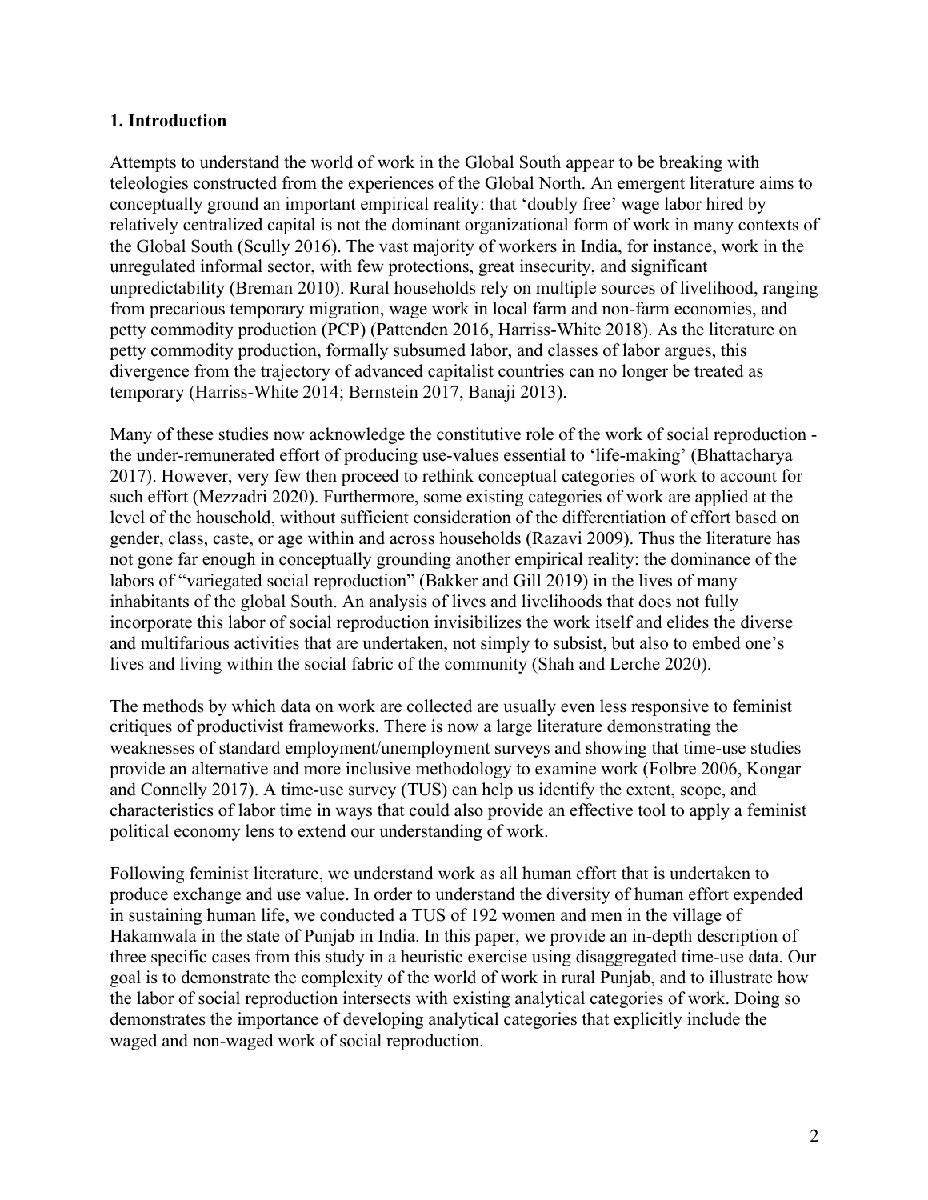## 1. Introduction

Attempts to understand the world of work in the Global South appear to be breaking with teleologies constructed from the experiences of the Global North. An emergent literature aims to conceptually ground an important empirical reality: that 'doubly free' wage labor hired by relatively centralized capital is not the dominant organizational form of work in many contexts of the Global South (Scully 2016). The vast majority of workers in India, for instance, work in the unregulated informal sector, with few protections, great insecurity, and significant unpredictability (Breman 2010). Rural households rely on multiple sources of livelihood, ranging from precarious temporary migration, wage work in local farm and non-farm economies, and petty commodity production (PCP) (Pattenden 2016, Harriss-White 2018). As the literature on petty commodity production, formally subsumed labor, and classes of labor argues, this divergence from the trajectory of advanced capitalist countries can no longer be treated as temporary (Harriss-White 2014; Bernstein 2017, Banaji 2013).

Many of these studies now acknowledge the constitutive role of the work of social reproduction - the under-remunerated effort of producing use-values essential to 'life-making' (Bhattacharya 2017). However, very few then proceed to rethink conceptual categories of work to account for such effort (Mezzadri 2020). Furthermore, some existing categories of work are applied at the level of the household, without sufficient consideration of the differentiation of effort based on gender, class, caste, or age within and across households (Razavi 2009). Thus the literature has not gone far enough in conceptually grounding another empirical reality: the dominance of the labors of "variegated social reproduction" (Bakker and Gill 2019) in the lives of many inhabitants of the global South. An analysis of lives and livelihoods that does not fully incorporate this labor of social reproduction invisibilizes the work itself and elides the diverse and multifarious activities that are undertaken, not simply to subsist, but also to embed one's lives and living within the social fabric of the community (Shah and Lerche 2020).

The methods by which data on work are collected are usually even less responsive to feminist critiques of productivist frameworks. There is now a large literature demonstrating the weaknesses of standard employment/unemployment surveys and showing that time-use studies provide an alternative and more inclusive methodology to examine work (Folbre 2006, Kongar and Connelly 2017). A time-use survey (TUS) can help us identify the extent, scope, and characteristics of labor time in ways that could also provide an effective tool to apply a feminist political economy lens to extend our understanding of work.

Following feminist literature, we understand work as all human effort that is undertaken to produce exchange and use value. In order to understand the diversity of human effort expended in sustaining human life, we conducted a TUS of 192 women and men in the village of Hakamwala in the state of Punjab in India. In this paper, we provide an in-depth description of three specific cases from this study in a heuristic exercise using disaggregated time-use data. Our goal is to demonstrate the complexity of the world of work in rural Punjab, and to illustrate how the labor of social reproduction intersects with existing analytical categories of work. Doing so demonstrates the importance of developing analytical categories that explicitly include the waged and non-waged work of social reproduction.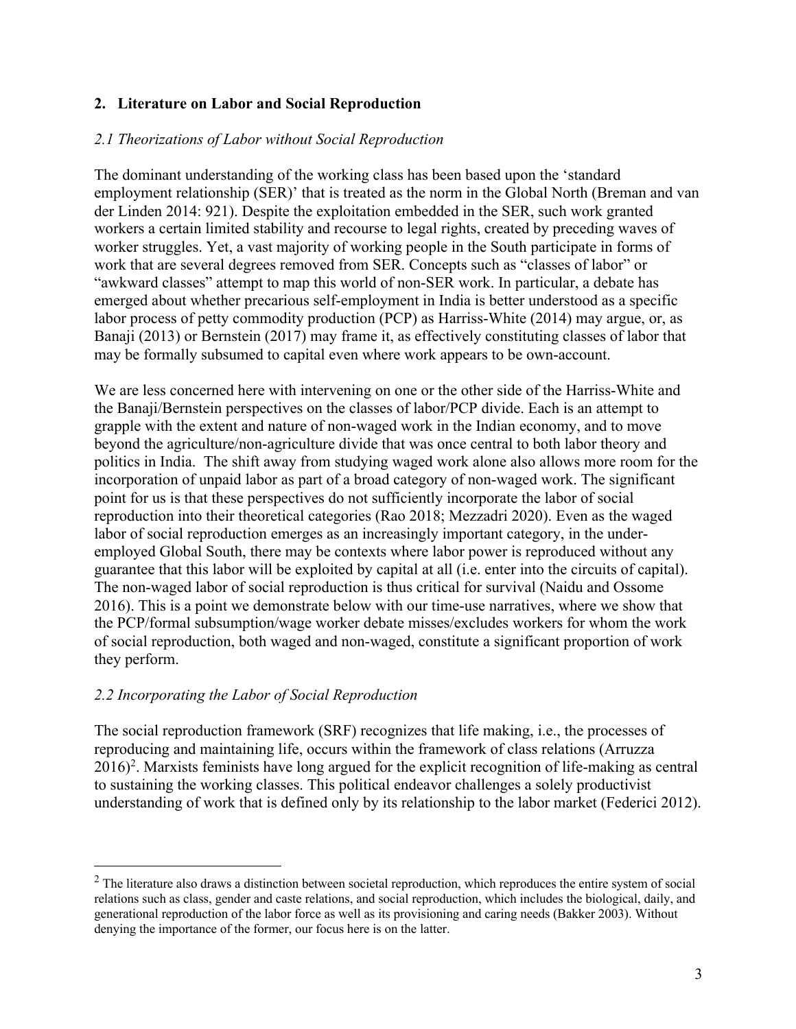## 2. Literature on Labor and Social Reproduction

### *2.1 Theorizations of Labor without Social Reproduction*

The dominant understanding of the working class has been based upon the 'standard employment relationship (SER)' that is treated as the norm in the Global North (Breman and van der Linden 2014: 921). Despite the exploitation embedded in the SER, such work granted workers a certain limited stability and recourse to legal rights, created by preceding waves of worker struggles. Yet, a vast majority of working people in the South participate in forms of work that are several degrees removed from SER. Concepts such as "classes of labor" or "awkward classes" attempt to map this world of non-SER work. In particular, a debate has emerged about whether precarious self-employment in India is better understood as a specific labor process of petty commodity production (PCP) as Harriss-White (2014) may argue, or, as Banaji (2013) or Bernstein (2017) may frame it, as effectively constituting classes of labor that may be formally subsumed to capital even where work appears to be own-account.

We are less concerned here with intervening on one or the other side of the Harriss-White and the Banaji/Bernstein perspectives on the classes of labor/PCP divide. Each is an attempt to grapple with the extent and nature of non-waged work in the Indian economy, and to move beyond the agriculture/non-agriculture divide that was once central to both labor theory and politics in India. The shift away from studying waged work alone also allows more room for the incorporation of unpaid labor as part of a broad category of non-waged work. The significant point for us is that these perspectives do not sufficiently incorporate the labor of social reproduction into their theoretical categories (Rao 2018; Mezzadri 2020). Even as the waged labor of social reproduction emerges as an increasingly important category, in the under-employed Global South, there may be contexts where labor power is reproduced without any guarantee that this labor will be exploited by capital at all (i.e. enter into the circuits of capital). The non-waged labor of social reproduction is thus critical for survival (Naidu and Ossome 2016). This is a point we demonstrate below with our time-use narratives, where we show that the PCP/formal subsumption/wage worker debate misses/excludes workers for whom the work of social reproduction, both waged and non-waged, constitute a significant proportion of work they perform.

### *2.2 Incorporating the Labor of Social Reproduction*

The social reproduction framework (SRF) recognizes that life making, i.e., the processes of reproducing and maintaining life, occurs within the framework of class relations (Arruzza 2016)[2]. Marxists feminists have long argued for the explicit recognition of life-making as central to sustaining the working classes. This political endeavor challenges a solely productivist understanding of work that is defined only by its relationship to the labor market (Federici 2012).

---

[2] The literature also draws a distinction between societal reproduction, which reproduces the entire system of social relations such as class, gender and caste relations, and social reproduction, which includes the biological, daily, and generational reproduction of the labor force as well as its provisioning and caring needs (Bakker 2003). Without denying the importance of the former, our focus here is on the latter.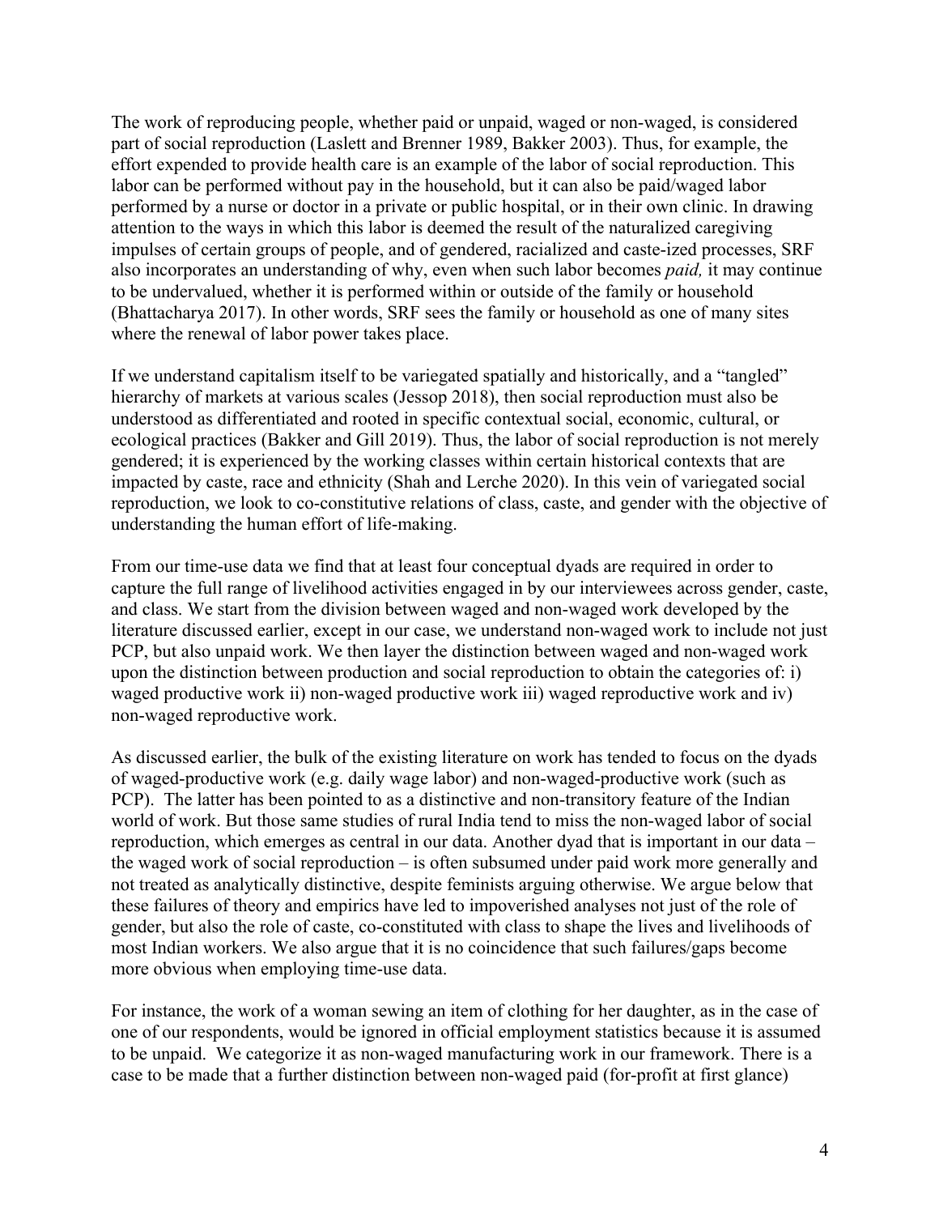The work of reproducing people, whether paid or unpaid, waged or non-waged, is considered part of social reproduction (Laslett and Brenner 1989, Bakker 2003). Thus, for example, the effort expended to provide health care is an example of the labor of social reproduction. This labor can be performed without pay in the household, but it can also be paid/waged labor performed by a nurse or doctor in a private or public hospital, or in their own clinic. In drawing attention to the ways in which this labor is deemed the result of the naturalized caregiving impulses of certain groups of people, and of gendered, racialized and caste-ized processes, SRF also incorporates an understanding of why, even when such labor becomes *paid,* it may continue to be undervalued, whether it is performed within or outside of the family or household (Bhattacharya 2017). In other words, SRF sees the family or household as one of many sites where the renewal of labor power takes place.

If we understand capitalism itself to be variegated spatially and historically, and a "tangled" hierarchy of markets at various scales (Jessop 2018), then social reproduction must also be understood as differentiated and rooted in specific contextual social, economic, cultural, or ecological practices (Bakker and Gill 2019). Thus, the labor of social reproduction is not merely gendered; it is experienced by the working classes within certain historical contexts that are impacted by caste, race and ethnicity (Shah and Lerche 2020). In this vein of variegated social reproduction, we look to co-constitutive relations of class, caste, and gender with the objective of understanding the human effort of life-making.

From our time-use data we find that at least four conceptual dyads are required in order to capture the full range of livelihood activities engaged in by our interviewees across gender, caste, and class. We start from the division between waged and non-waged work developed by the literature discussed earlier, except in our case, we understand non-waged work to include not just PCP, but also unpaid work. We then layer the distinction between waged and non-waged work upon the distinction between production and social reproduction to obtain the categories of: i) waged productive work ii) non-waged productive work iii) waged reproductive work and iv) non-waged reproductive work.

As discussed earlier, the bulk of the existing literature on work has tended to focus on the dyads of waged-productive work (e.g. daily wage labor) and non-waged-productive work (such as PCP). The latter has been pointed to as a distinctive and non-transitory feature of the Indian world of work. But those same studies of rural India tend to miss the non-waged labor of social reproduction, which emerges as central in our data. Another dyad that is important in our data – the waged work of social reproduction – is often subsumed under paid work more generally and not treated as analytically distinctive, despite feminists arguing otherwise. We argue below that these failures of theory and empirics have led to impoverished analyses not just of the role of gender, but also the role of caste, co-constituted with class to shape the lives and livelihoods of most Indian workers. We also argue that it is no coincidence that such failures/gaps become more obvious when employing time-use data.

For instance, the work of a woman sewing an item of clothing for her daughter, as in the case of one of our respondents, would be ignored in official employment statistics because it is assumed to be unpaid. We categorize it as non-waged manufacturing work in our framework. There is a case to be made that a further distinction between non-waged paid (for-profit at first glance)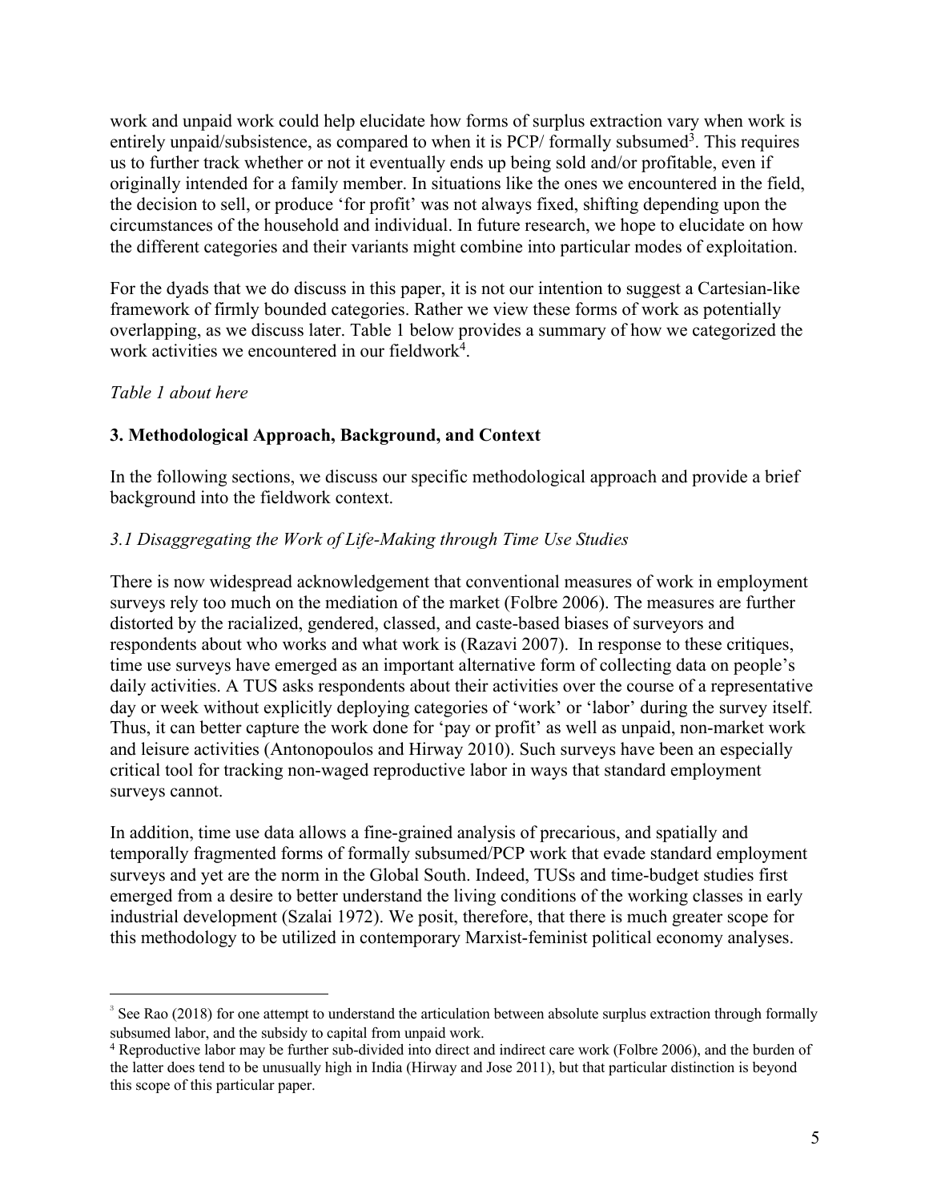work and unpaid work could help elucidate how forms of surplus extraction vary when work is entirely unpaid/subsistence, as compared to when it is PCP/ formally subsumed[3]. This requires us to further track whether or not it eventually ends up being sold and/or profitable, even if originally intended for a family member. In situations like the ones we encountered in the field, the decision to sell, or produce 'for profit' was not always fixed, shifting depending upon the circumstances of the household and individual. In future research, we hope to elucidate on how the different categories and their variants might combine into particular modes of exploitation.

For the dyads that we do discuss in this paper, it is not our intention to suggest a Cartesian-like framework of firmly bounded categories. Rather we view these forms of work as potentially overlapping, as we discuss later. Table 1 below provides a summary of how we categorized the work activities we encountered in our fieldwork[4].

*Table 1 about here*

## 3. Methodological Approach, Background, and Context

In the following sections, we discuss our specific methodological approach and provide a brief background into the fieldwork context.

### *3.1 Disaggregating the Work of Life-Making through Time Use Studies*

There is now widespread acknowledgement that conventional measures of work in employment surveys rely too much on the mediation of the market (Folbre 2006). The measures are further distorted by the racialized, gendered, classed, and caste-based biases of surveyors and respondents about who works and what work is (Razavi 2007). In response to these critiques, time use surveys have emerged as an important alternative form of collecting data on people's daily activities. A TUS asks respondents about their activities over the course of a representative day or week without explicitly deploying categories of 'work' or 'labor' during the survey itself. Thus, it can better capture the work done for 'pay or profit' as well as unpaid, non-market work and leisure activities (Antonopoulos and Hirway 2010). Such surveys have been an especially critical tool for tracking non-waged reproductive labor in ways that standard employment surveys cannot.

In addition, time use data allows a fine-grained analysis of precarious, and spatially and temporally fragmented forms of formally subsumed/PCP work that evade standard employment surveys and yet are the norm in the Global South. Indeed, TUSs and time-budget studies first emerged from a desire to better understand the living conditions of the working classes in early industrial development (Szalai 1972). We posit, therefore, that there is much greater scope for this methodology to be utilized in contemporary Marxist-feminist political economy analyses.

---

[3] See Rao (2018) for one attempt to understand the articulation between absolute surplus extraction through formally subsumed labor, and the subsidy to capital from unpaid work.

[4] Reproductive labor may be further sub-divided into direct and indirect care work (Folbre 2006), and the burden of the latter does tend to be unusually high in India (Hirway and Jose 2011), but that particular distinction is beyond this scope of this particular paper.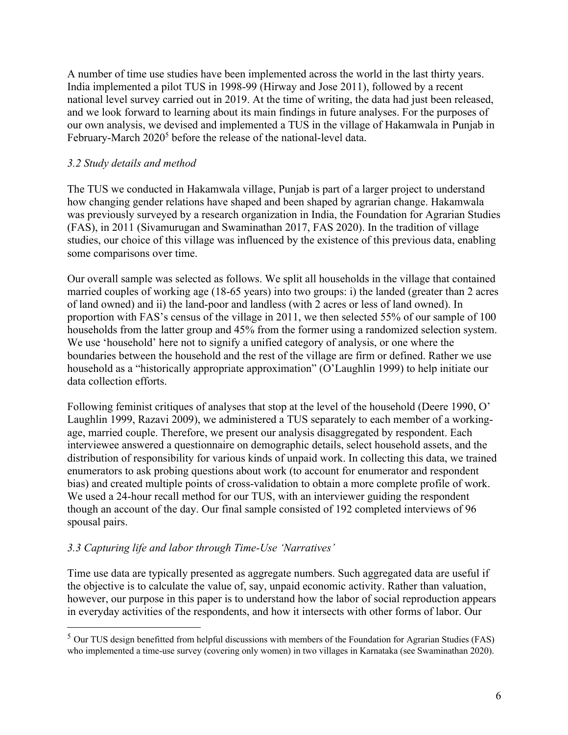A number of time use studies have been implemented across the world in the last thirty years. India implemented a pilot TUS in 1998-99 (Hirway and Jose 2011), followed by a recent national level survey carried out in 2019. At the time of writing, the data had just been released, and we look forward to learning about its main findings in future analyses. For the purposes of our own analysis, we devised and implemented a TUS in the village of Hakamwala in Punjab in February-March 2020[5] before the release of the national-level data.

### *3.2 Study details and method*

The TUS we conducted in Hakamwala village, Punjab is part of a larger project to understand how changing gender relations have shaped and been shaped by agrarian change. Hakamwala was previously surveyed by a research organization in India, the Foundation for Agrarian Studies (FAS), in 2011 (Sivamurugan and Swaminathan 2017, FAS 2020). In the tradition of village studies, our choice of this village was influenced by the existence of this previous data, enabling some comparisons over time.

Our overall sample was selected as follows. We split all households in the village that contained married couples of working age (18-65 years) into two groups: i) the landed (greater than 2 acres of land owned) and ii) the land-poor and landless (with 2 acres or less of land owned). In proportion with FAS's census of the village in 2011, we then selected 55% of our sample of 100 households from the latter group and 45% from the former using a randomized selection system. We use 'household' here not to signify a unified category of analysis, or one where the boundaries between the household and the rest of the village are firm or defined. Rather we use household as a "historically appropriate approximation" (O'Laughlin 1999) to help initiate our data collection efforts.

Following feminist critiques of analyses that stop at the level of the household (Deere 1990, O' Laughlin 1999, Razavi 2009), we administered a TUS separately to each member of a working-age, married couple. Therefore, we present our analysis disaggregated by respondent. Each interviewee answered a questionnaire on demographic details, select household assets, and the distribution of responsibility for various kinds of unpaid work. In collecting this data, we trained enumerators to ask probing questions about work (to account for enumerator and respondent bias) and created multiple points of cross-validation to obtain a more complete profile of work. We used a 24-hour recall method for our TUS, with an interviewer guiding the respondent though an account of the day. Our final sample consisted of 192 completed interviews of 96 spousal pairs.

### *3.3 Capturing life and labor through Time-Use 'Narratives'*

Time use data are typically presented as aggregate numbers. Such aggregated data are useful if the objective is to calculate the value of, say, unpaid economic activity. Rather than valuation, however, our purpose in this paper is to understand how the labor of social reproduction appears in everyday activities of the respondents, and how it intersects with other forms of labor. Our

[5] Our TUS design benefitted from helpful discussions with members of the Foundation for Agrarian Studies (FAS) who implemented a time-use survey (covering only women) in two villages in Karnataka (see Swaminathan 2020).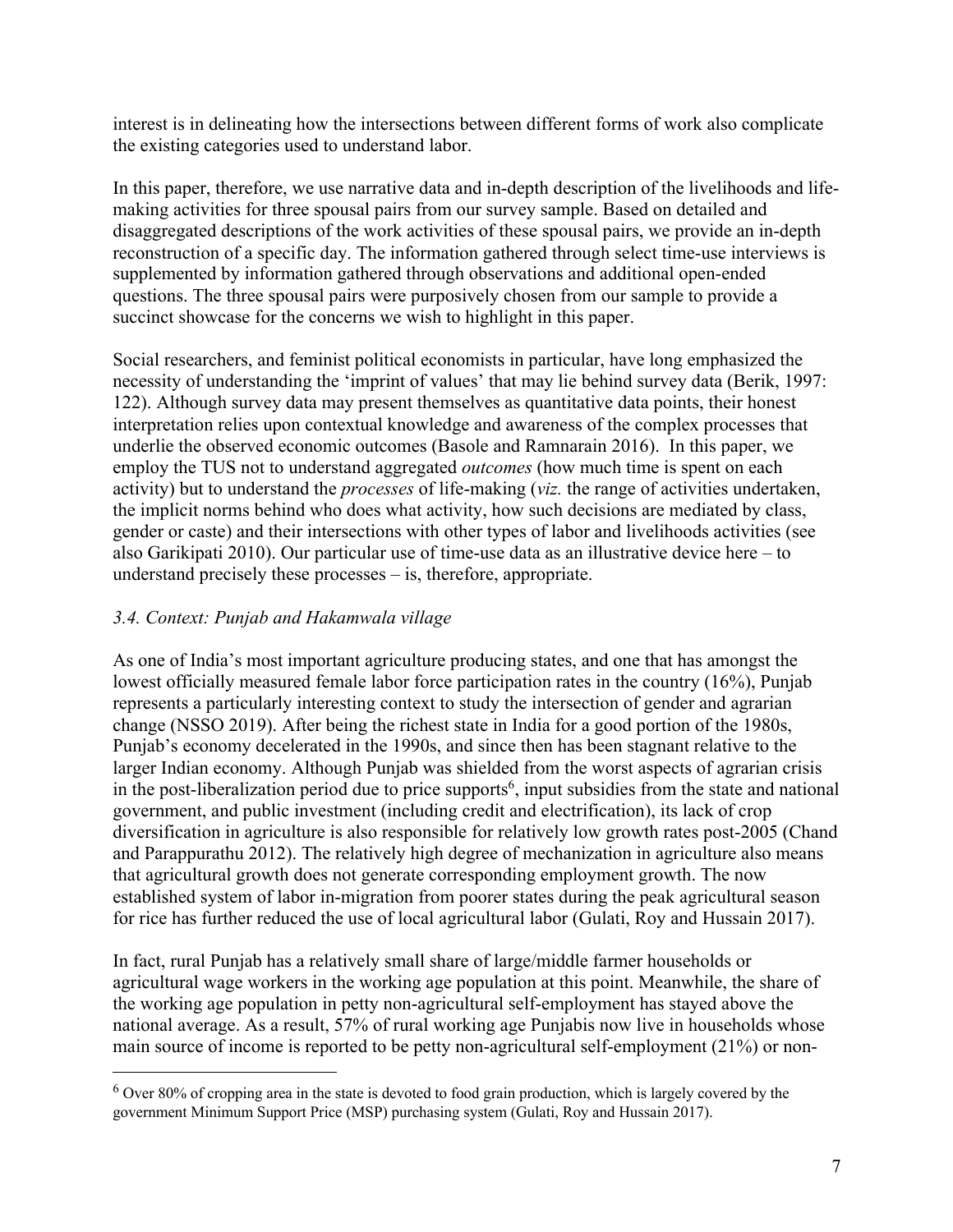interest is in delineating how the intersections between different forms of work also complicate the existing categories used to understand labor.

In this paper, therefore, we use narrative data and in-depth description of the livelihoods and life-making activities for three spousal pairs from our survey sample. Based on detailed and disaggregated descriptions of the work activities of these spousal pairs, we provide an in-depth reconstruction of a specific day. The information gathered through select time-use interviews is supplemented by information gathered through observations and additional open-ended questions. The three spousal pairs were purposively chosen from our sample to provide a succinct showcase for the concerns we wish to highlight in this paper.

Social researchers, and feminist political economists in particular, have long emphasized the necessity of understanding the 'imprint of values' that may lie behind survey data (Berik, 1997: 122). Although survey data may present themselves as quantitative data points, their honest interpretation relies upon contextual knowledge and awareness of the complex processes that underlie the observed economic outcomes (Basole and Ramnarain 2016). In this paper, we employ the TUS not to understand aggregated *outcomes* (how much time is spent on each activity) but to understand the *processes* of life-making (*viz.* the range of activities undertaken, the implicit norms behind who does what activity, how such decisions are mediated by class, gender or caste) and their intersections with other types of labor and livelihoods activities (see also Garikipati 2010). Our particular use of time-use data as an illustrative device here – to understand precisely these processes – is, therefore, appropriate.

### *3.4. Context: Punjab and Hakamwala village*

As one of India's most important agriculture producing states, and one that has amongst the lowest officially measured female labor force participation rates in the country (16%), Punjab represents a particularly interesting context to study the intersection of gender and agrarian change (NSSO 2019). After being the richest state in India for a good portion of the 1980s, Punjab's economy decelerated in the 1990s, and since then has been stagnant relative to the larger Indian economy. Although Punjab was shielded from the worst aspects of agrarian crisis in the post-liberalization period due to price supports[6], input subsidies from the state and national government, and public investment (including credit and electrification), its lack of crop diversification in agriculture is also responsible for relatively low growth rates post-2005 (Chand and Parappurathu 2012). The relatively high degree of mechanization in agriculture also means that agricultural growth does not generate corresponding employment growth. The now established system of labor in-migration from poorer states during the peak agricultural season for rice has further reduced the use of local agricultural labor (Gulati, Roy and Hussain 2017).

In fact, rural Punjab has a relatively small share of large/middle farmer households or agricultural wage workers in the working age population at this point. Meanwhile, the share of the working age population in petty non-agricultural self-employment has stayed above the national average. As a result, 57% of rural working age Punjabis now live in households whose main source of income is reported to be petty non-agricultural self-employment (21%) or non-

[6] Over 80% of cropping area in the state is devoted to food grain production, which is largely covered by the government Minimum Support Price (MSP) purchasing system (Gulati, Roy and Hussain 2017).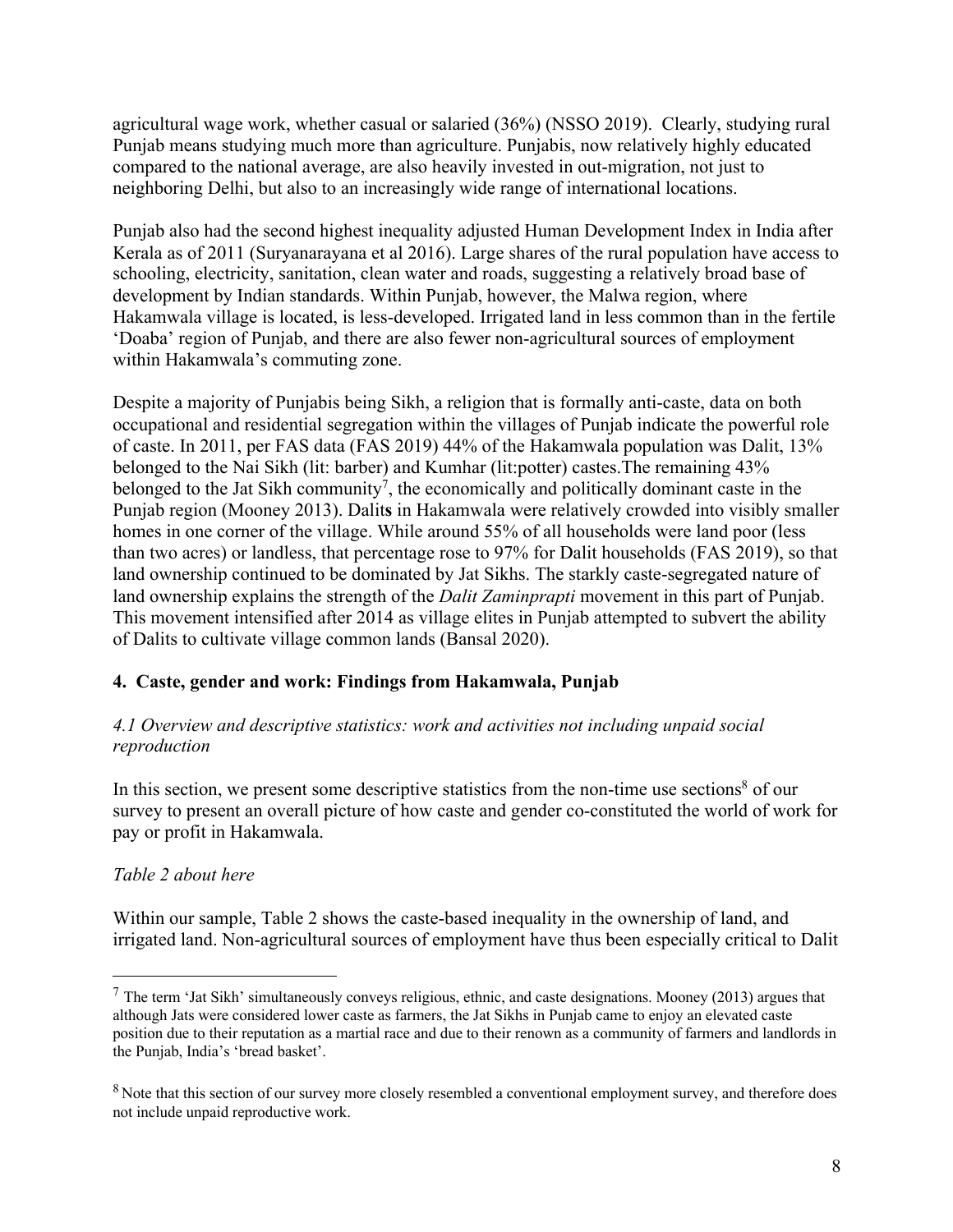agricultural wage work, whether casual or salaried (36%) (NSSO 2019). Clearly, studying rural Punjab means studying much more than agriculture. Punjabis, now relatively highly educated compared to the national average, are also heavily invested in out-migration, not just to neighboring Delhi, but also to an increasingly wide range of international locations.

Punjab also had the second highest inequality adjusted Human Development Index in India after Kerala as of 2011 (Suryanarayana et al 2016). Large shares of the rural population have access to schooling, electricity, sanitation, clean water and roads, suggesting a relatively broad base of development by Indian standards. Within Punjab, however, the Malwa region, where Hakamwala village is located, is less-developed. Irrigated land in less common than in the fertile 'Doaba' region of Punjab, and there are also fewer non-agricultural sources of employment within Hakamwala's commuting zone.

Despite a majority of Punjabis being Sikh, a religion that is formally anti-caste, data on both occupational and residential segregation within the villages of Punjab indicate the powerful role of caste. In 2011, per FAS data (FAS 2019) 44% of the Hakamwala population was Dalit, 13% belonged to the Nai Sikh (lit: barber) and Kumhar (lit:potter) castes.The remaining 43% belonged to the Jat Sikh community[7], the economically and politically dominant caste in the Punjab region (Mooney 2013). Dalit**s** in Hakamwala were relatively crowded into visibly smaller homes in one corner of the village. While around 55% of all households were land poor (less than two acres) or landless, that percentage rose to 97% for Dalit households (FAS 2019), so that land ownership continued to be dominated by Jat Sikhs. The starkly caste-segregated nature of land ownership explains the strength of the *Dalit Zaminprapti* movement in this part of Punjab. This movement intensified after 2014 as village elites in Punjab attempted to subvert the ability of Dalits to cultivate village common lands (Bansal 2020).

## 4. Caste, gender and work: Findings from Hakamwala, Punjab

### *4.1 Overview and descriptive statistics: work and activities not including unpaid social reproduction*

In this section, we present some descriptive statistics from the non-time use sections[8] of our survey to present an overall picture of how caste and gender co-constituted the world of work for pay or profit in Hakamwala.

*Table 2 about here*

Within our sample, Table 2 shows the caste-based inequality in the ownership of land, and irrigated land. Non-agricultural sources of employment have thus been especially critical to Dalit

---

[7] The term 'Jat Sikh' simultaneously conveys religious, ethnic, and caste designations. Mooney (2013) argues that although Jats were considered lower caste as farmers, the Jat Sikhs in Punjab came to enjoy an elevated caste position due to their reputation as a martial race and due to their renown as a community of farmers and landlords in the Punjab, India's 'bread basket'.

[8] Note that this section of our survey more closely resembled a conventional employment survey, and therefore does not include unpaid reproductive work.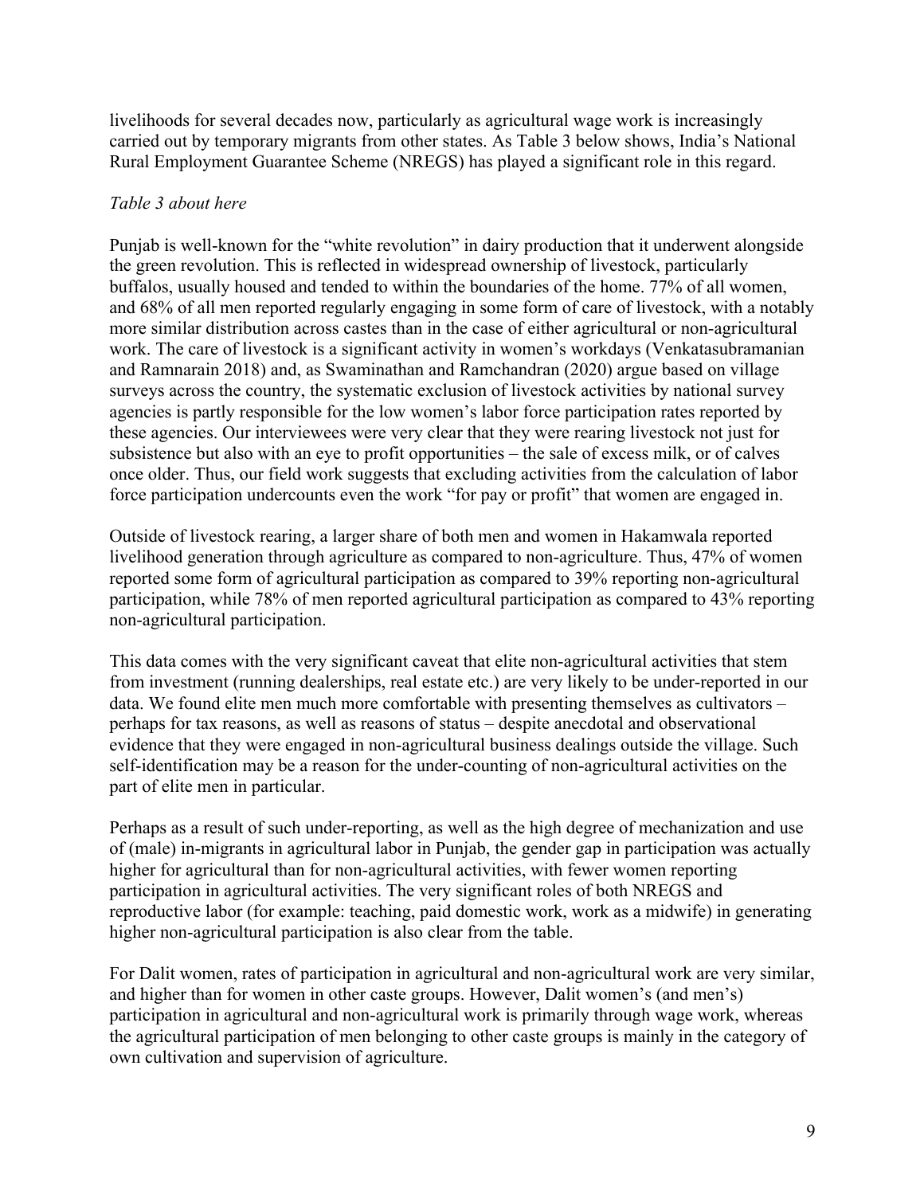livelihoods for several decades now, particularly as agricultural wage work is increasingly carried out by temporary migrants from other states. As Table 3 below shows, India's National Rural Employment Guarantee Scheme (NREGS) has played a significant role in this regard.

*Table 3 about here*

Punjab is well-known for the "white revolution" in dairy production that it underwent alongside the green revolution. This is reflected in widespread ownership of livestock, particularly buffalos, usually housed and tended to within the boundaries of the home. 77% of all women, and 68% of all men reported regularly engaging in some form of care of livestock, with a notably more similar distribution across castes than in the case of either agricultural or non-agricultural work. The care of livestock is a significant activity in women's workdays (Venkatasubramanian and Ramnarain 2018) and, as Swaminathan and Ramchandran (2020) argue based on village surveys across the country, the systematic exclusion of livestock activities by national survey agencies is partly responsible for the low women's labor force participation rates reported by these agencies. Our interviewees were very clear that they were rearing livestock not just for subsistence but also with an eye to profit opportunities – the sale of excess milk, or of calves once older. Thus, our field work suggests that excluding activities from the calculation of labor force participation undercounts even the work "for pay or profit" that women are engaged in.

Outside of livestock rearing, a larger share of both men and women in Hakamwala reported livelihood generation through agriculture as compared to non-agriculture. Thus, 47% of women reported some form of agricultural participation as compared to 39% reporting non-agricultural participation, while 78% of men reported agricultural participation as compared to 43% reporting non-agricultural participation.

This data comes with the very significant caveat that elite non-agricultural activities that stem from investment (running dealerships, real estate etc.) are very likely to be under-reported in our data. We found elite men much more comfortable with presenting themselves as cultivators – perhaps for tax reasons, as well as reasons of status – despite anecdotal and observational evidence that they were engaged in non-agricultural business dealings outside the village. Such self-identification may be a reason for the under-counting of non-agricultural activities on the part of elite men in particular.

Perhaps as a result of such under-reporting, as well as the high degree of mechanization and use of (male) in-migrants in agricultural labor in Punjab, the gender gap in participation was actually higher for agricultural than for non-agricultural activities, with fewer women reporting participation in agricultural activities. The very significant roles of both NREGS and reproductive labor (for example: teaching, paid domestic work, work as a midwife) in generating higher non-agricultural participation is also clear from the table.

For Dalit women, rates of participation in agricultural and non-agricultural work are very similar, and higher than for women in other caste groups. However, Dalit women's (and men's) participation in agricultural and non-agricultural work is primarily through wage work, whereas the agricultural participation of men belonging to other caste groups is mainly in the category of own cultivation and supervision of agriculture.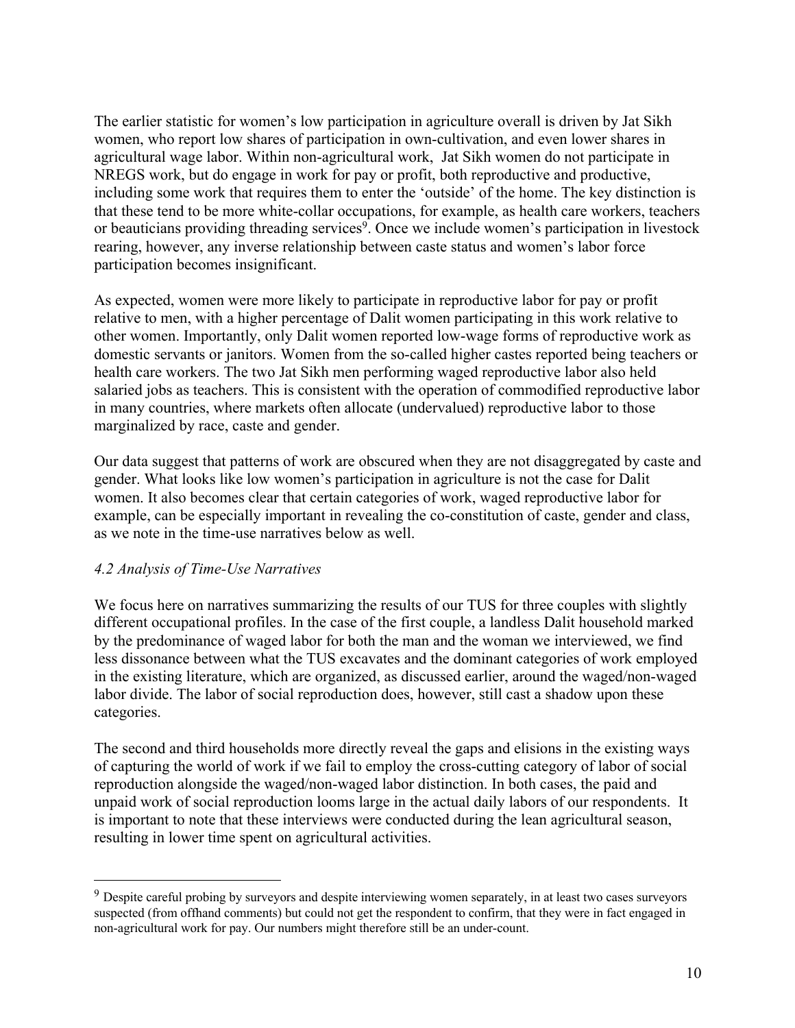The earlier statistic for women's low participation in agriculture overall is driven by Jat Sikh women, who report low shares of participation in own-cultivation, and even lower shares in agricultural wage labor. Within non-agricultural work, Jat Sikh women do not participate in NREGS work, but do engage in work for pay or profit, both reproductive and productive, including some work that requires them to enter the 'outside' of the home. The key distinction is that these tend to be more white-collar occupations, for example, as health care workers, teachers or beauticians providing threading services[9]. Once we include women's participation in livestock rearing, however, any inverse relationship between caste status and women's labor force participation becomes insignificant.

As expected, women were more likely to participate in reproductive labor for pay or profit relative to men, with a higher percentage of Dalit women participating in this work relative to other women. Importantly, only Dalit women reported low-wage forms of reproductive work as domestic servants or janitors. Women from the so-called higher castes reported being teachers or health care workers. The two Jat Sikh men performing waged reproductive labor also held salaried jobs as teachers. This is consistent with the operation of commodified reproductive labor in many countries, where markets often allocate (undervalued) reproductive labor to those marginalized by race, caste and gender.

Our data suggest that patterns of work are obscured when they are not disaggregated by caste and gender. What looks like low women's participation in agriculture is not the case for Dalit women. It also becomes clear that certain categories of work, waged reproductive labor for example, can be especially important in revealing the co-constitution of caste, gender and class, as we note in the time-use narratives below as well.

### *4.2 Analysis of Time-Use Narratives*

We focus here on narratives summarizing the results of our TUS for three couples with slightly different occupational profiles. In the case of the first couple, a landless Dalit household marked by the predominance of waged labor for both the man and the woman we interviewed, we find less dissonance between what the TUS excavates and the dominant categories of work employed in the existing literature, which are organized, as discussed earlier, around the waged/non-waged labor divide. The labor of social reproduction does, however, still cast a shadow upon these categories.

The second and third households more directly reveal the gaps and elisions in the existing ways of capturing the world of work if we fail to employ the cross-cutting category of labor of social reproduction alongside the waged/non-waged labor distinction. In both cases, the paid and unpaid work of social reproduction looms large in the actual daily labors of our respondents. It is important to note that these interviews were conducted during the lean agricultural season, resulting in lower time spent on agricultural activities.

---

[9] Despite careful probing by surveyors and despite interviewing women separately, in at least two cases surveyors suspected (from offhand comments) but could not get the respondent to confirm, that they were in fact engaged in non-agricultural work for pay. Our numbers might therefore still be an under-count.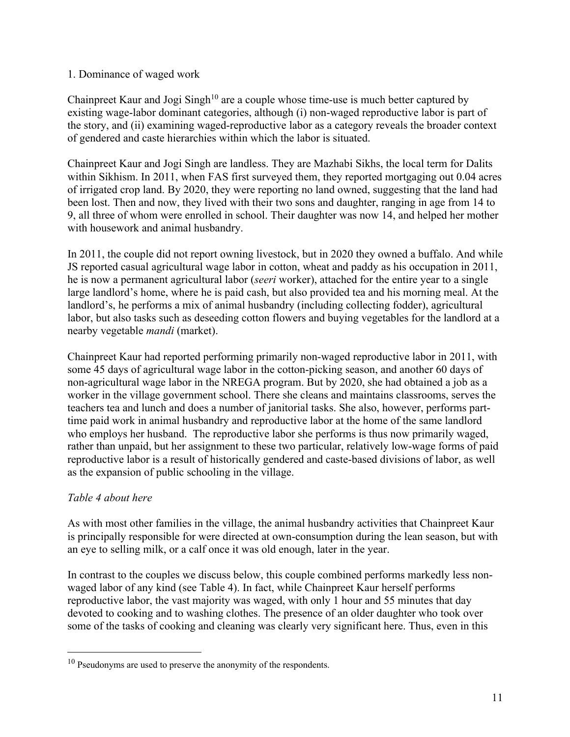1. Dominance of waged work

Chainpreet Kaur and Jogi Singh[10] are a couple whose time-use is much better captured by existing wage-labor dominant categories, although (i) non-waged reproductive labor is part of the story, and (ii) examining waged-reproductive labor as a category reveals the broader context of gendered and caste hierarchies within which the labor is situated.

Chainpreet Kaur and Jogi Singh are landless. They are Mazhabi Sikhs, the local term for Dalits within Sikhism. In 2011, when FAS first surveyed them, they reported mortgaging out 0.04 acres of irrigated crop land. By 2020, they were reporting no land owned, suggesting that the land had been lost. Then and now, they lived with their two sons and daughter, ranging in age from 14 to 9, all three of whom were enrolled in school. Their daughter was now 14, and helped her mother with housework and animal husbandry.

In 2011, the couple did not report owning livestock, but in 2020 they owned a buffalo. And while JS reported casual agricultural wage labor in cotton, wheat and paddy as his occupation in 2011, he is now a permanent agricultural labor (*seeri* worker), attached for the entire year to a single large landlord's home, where he is paid cash, but also provided tea and his morning meal. At the landlord's, he performs a mix of animal husbandry (including collecting fodder), agricultural labor, but also tasks such as deseeding cotton flowers and buying vegetables for the landlord at a nearby vegetable *mandi* (market).

Chainpreet Kaur had reported performing primarily non-waged reproductive labor in 2011, with some 45 days of agricultural wage labor in the cotton-picking season, and another 60 days of non-agricultural wage labor in the NREGA program. But by 2020, she had obtained a job as a worker in the village government school. There she cleans and maintains classrooms, serves the teachers tea and lunch and does a number of janitorial tasks. She also, however, performs part-time paid work in animal husbandry and reproductive labor at the home of the same landlord who employs her husband. The reproductive labor she performs is thus now primarily waged, rather than unpaid, but her assignment to these two particular, relatively low-wage forms of paid reproductive labor is a result of historically gendered and caste-based divisions of labor, as well as the expansion of public schooling in the village.

*Table 4 about here*

As with most other families in the village, the animal husbandry activities that Chainpreet Kaur is principally responsible for were directed at own-consumption during the lean season, but with an eye to selling milk, or a calf once it was old enough, later in the year.

In contrast to the couples we discuss below, this couple combined performs markedly less non-waged labor of any kind (see Table 4). In fact, while Chainpreet Kaur herself performs reproductive labor, the vast majority was waged, with only 1 hour and 55 minutes that day devoted to cooking and to washing clothes. The presence of an older daughter who took over some of the tasks of cooking and cleaning was clearly very significant here. Thus, even in this

[10] Pseudonyms are used to preserve the anonymity of the respondents.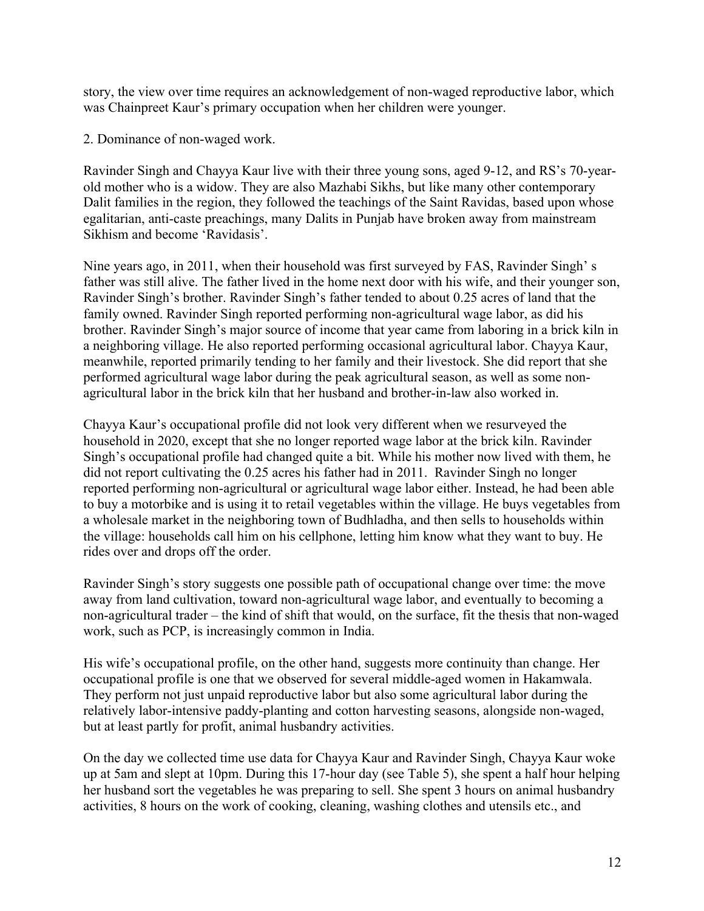story, the view over time requires an acknowledgement of non-waged reproductive labor, which was Chainpreet Kaur's primary occupation when her children were younger.

2. Dominance of non-waged work.

Ravinder Singh and Chayya Kaur live with their three young sons, aged 9-12, and RS's 70-year-old mother who is a widow. They are also Mazhabi Sikhs, but like many other contemporary Dalit families in the region, they followed the teachings of the Saint Ravidas, based upon whose egalitarian, anti-caste preachings, many Dalits in Punjab have broken away from mainstream Sikhism and become 'Ravidasis'.

Nine years ago, in 2011, when their household was first surveyed by FAS, Ravinder Singh' s father was still alive. The father lived in the home next door with his wife, and their younger son, Ravinder Singh's brother. Ravinder Singh's father tended to about 0.25 acres of land that the family owned. Ravinder Singh reported performing non-agricultural wage labor, as did his brother. Ravinder Singh's major source of income that year came from laboring in a brick kiln in a neighboring village. He also reported performing occasional agricultural labor. Chayya Kaur, meanwhile, reported primarily tending to her family and their livestock. She did report that she performed agricultural wage labor during the peak agricultural season, as well as some non-agricultural labor in the brick kiln that her husband and brother-in-law also worked in.

Chayya Kaur's occupational profile did not look very different when we resurveyed the household in 2020, except that she no longer reported wage labor at the brick kiln. Ravinder Singh's occupational profile had changed quite a bit. While his mother now lived with them, he did not report cultivating the 0.25 acres his father had in 2011. Ravinder Singh no longer reported performing non-agricultural or agricultural wage labor either. Instead, he had been able to buy a motorbike and is using it to retail vegetables within the village. He buys vegetables from a wholesale market in the neighboring town of Budhladha, and then sells to households within the village: households call him on his cellphone, letting him know what they want to buy. He rides over and drops off the order.

Ravinder Singh's story suggests one possible path of occupational change over time: the move away from land cultivation, toward non-agricultural wage labor, and eventually to becoming a non-agricultural trader – the kind of shift that would, on the surface, fit the thesis that non-waged work, such as PCP, is increasingly common in India.

His wife's occupational profile, on the other hand, suggests more continuity than change. Her occupational profile is one that we observed for several middle-aged women in Hakamwala. They perform not just unpaid reproductive labor but also some agricultural labor during the relatively labor-intensive paddy-planting and cotton harvesting seasons, alongside non-waged, but at least partly for profit, animal husbandry activities.

On the day we collected time use data for Chayya Kaur and Ravinder Singh, Chayya Kaur woke up at 5am and slept at 10pm. During this 17-hour day (see Table 5), she spent a half hour helping her husband sort the vegetables he was preparing to sell. She spent 3 hours on animal husbandry activities, 8 hours on the work of cooking, cleaning, washing clothes and utensils etc., and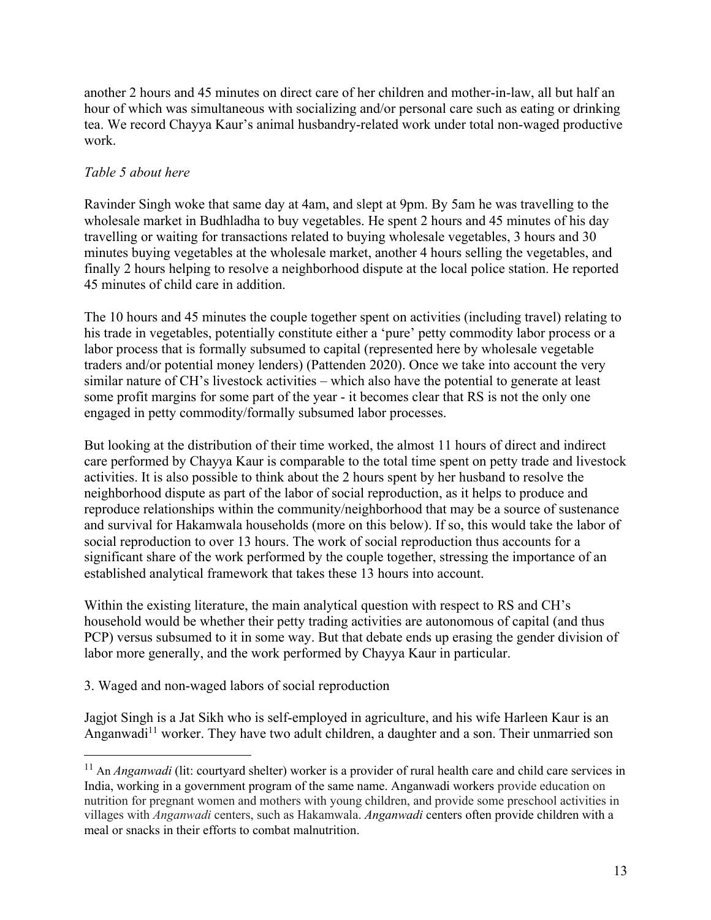another 2 hours and 45 minutes on direct care of her children and mother-in-law, all but half an hour of which was simultaneous with socializing and/or personal care such as eating or drinking tea. We record Chayya Kaur's animal husbandry-related work under total non-waged productive work.

*Table 5 about here*

Ravinder Singh woke that same day at 4am, and slept at 9pm. By 5am he was travelling to the wholesale market in Budhladha to buy vegetables. He spent 2 hours and 45 minutes of his day travelling or waiting for transactions related to buying wholesale vegetables, 3 hours and 30 minutes buying vegetables at the wholesale market, another 4 hours selling the vegetables, and finally 2 hours helping to resolve a neighborhood dispute at the local police station. He reported 45 minutes of child care in addition.

The 10 hours and 45 minutes the couple together spent on activities (including travel) relating to his trade in vegetables, potentially constitute either a 'pure' petty commodity labor process or a labor process that is formally subsumed to capital (represented here by wholesale vegetable traders and/or potential money lenders) (Pattenden 2020). Once we take into account the very similar nature of CH's livestock activities – which also have the potential to generate at least some profit margins for some part of the year - it becomes clear that RS is not the only one engaged in petty commodity/formally subsumed labor processes.

But looking at the distribution of their time worked, the almost 11 hours of direct and indirect care performed by Chayya Kaur is comparable to the total time spent on petty trade and livestock activities. It is also possible to think about the 2 hours spent by her husband to resolve the neighborhood dispute as part of the labor of social reproduction, as it helps to produce and reproduce relationships within the community/neighborhood that may be a source of sustenance and survival for Hakamwala households (more on this below). If so, this would take the labor of social reproduction to over 13 hours. The work of social reproduction thus accounts for a significant share of the work performed by the couple together, stressing the importance of an established analytical framework that takes these 13 hours into account.

Within the existing literature, the main analytical question with respect to RS and CH's household would be whether their petty trading activities are autonomous of capital (and thus PCP) versus subsumed to it in some way. But that debate ends up erasing the gender division of labor more generally, and the work performed by Chayya Kaur in particular.

## 3. Waged and non-waged labors of social reproduction

Jagjot Singh is a Jat Sikh who is self-employed in agriculture, and his wife Harleen Kaur is an Anganwadi[11] worker. They have two adult children, a daughter and a son. Their unmarried son

[11] An *Anganwadi* (lit: courtyard shelter) worker is a provider of rural health care and child care services in India, working in a government program of the same name. Anganwadi workers provide education on nutrition for pregnant women and mothers with young children, and provide some preschool activities in villages with *Anganwadi* centers, such as Hakamwala. *Anganwadi* centers often provide children with a meal or snacks in their efforts to combat malnutrition.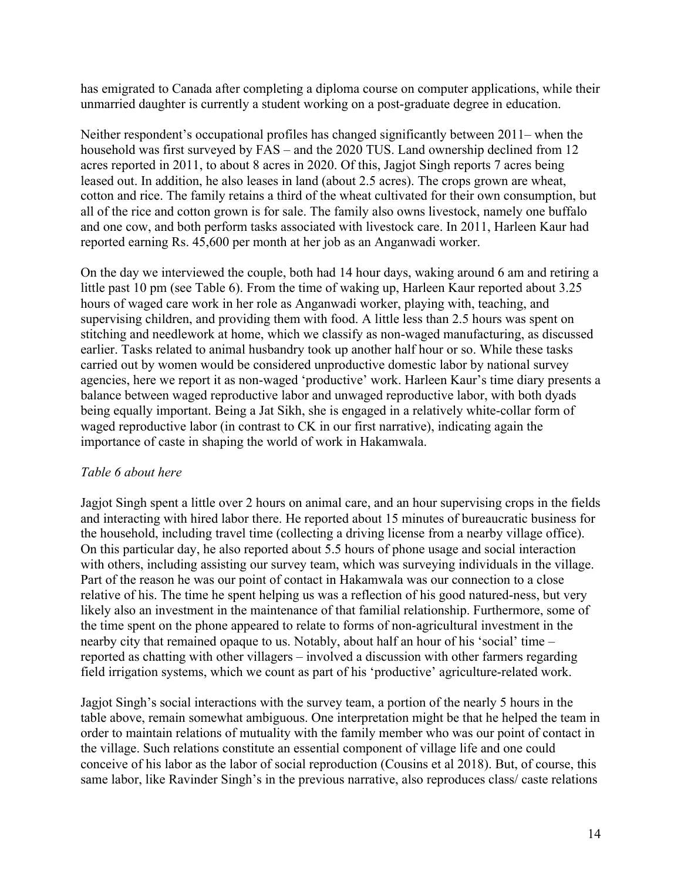has emigrated to Canada after completing a diploma course on computer applications, while their unmarried daughter is currently a student working on a post-graduate degree in education.

Neither respondent's occupational profiles has changed significantly between 2011– when the household was first surveyed by FAS – and the 2020 TUS. Land ownership declined from 12 acres reported in 2011, to about 8 acres in 2020. Of this, Jagjot Singh reports 7 acres being leased out. In addition, he also leases in land (about 2.5 acres). The crops grown are wheat, cotton and rice. The family retains a third of the wheat cultivated for their own consumption, but all of the rice and cotton grown is for sale. The family also owns livestock, namely one buffalo and one cow, and both perform tasks associated with livestock care. In 2011, Harleen Kaur had reported earning Rs. 45,600 per month at her job as an Anganwadi worker.

On the day we interviewed the couple, both had 14 hour days, waking around 6 am and retiring a little past 10 pm (see Table 6). From the time of waking up, Harleen Kaur reported about 3.25 hours of waged care work in her role as Anganwadi worker, playing with, teaching, and supervising children, and providing them with food. A little less than 2.5 hours was spent on stitching and needlework at home, which we classify as non-waged manufacturing, as discussed earlier. Tasks related to animal husbandry took up another half hour or so. While these tasks carried out by women would be considered unproductive domestic labor by national survey agencies, here we report it as non-waged 'productive' work. Harleen Kaur's time diary presents a balance between waged reproductive labor and unwaged reproductive labor, with both dyads being equally important. Being a Jat Sikh, she is engaged in a relatively white-collar form of waged reproductive labor (in contrast to CK in our first narrative), indicating again the importance of caste in shaping the world of work in Hakamwala.

*Table 6 about here*

Jagjot Singh spent a little over 2 hours on animal care, and an hour supervising crops in the fields and interacting with hired labor there. He reported about 15 minutes of bureaucratic business for the household, including travel time (collecting a driving license from a nearby village office). On this particular day, he also reported about 5.5 hours of phone usage and social interaction with others, including assisting our survey team, which was surveying individuals in the village. Part of the reason he was our point of contact in Hakamwala was our connection to a close relative of his. The time he spent helping us was a reflection of his good natured-ness, but very likely also an investment in the maintenance of that familial relationship. Furthermore, some of the time spent on the phone appeared to relate to forms of non-agricultural investment in the nearby city that remained opaque to us. Notably, about half an hour of his 'social' time – reported as chatting with other villagers – involved a discussion with other farmers regarding field irrigation systems, which we count as part of his 'productive' agriculture-related work.

Jagjot Singh's social interactions with the survey team, a portion of the nearly 5 hours in the table above, remain somewhat ambiguous. One interpretation might be that he helped the team in order to maintain relations of mutuality with the family member who was our point of contact in the village. Such relations constitute an essential component of village life and one could conceive of his labor as the labor of social reproduction (Cousins et al 2018). But, of course, this same labor, like Ravinder Singh's in the previous narrative, also reproduces class/ caste relations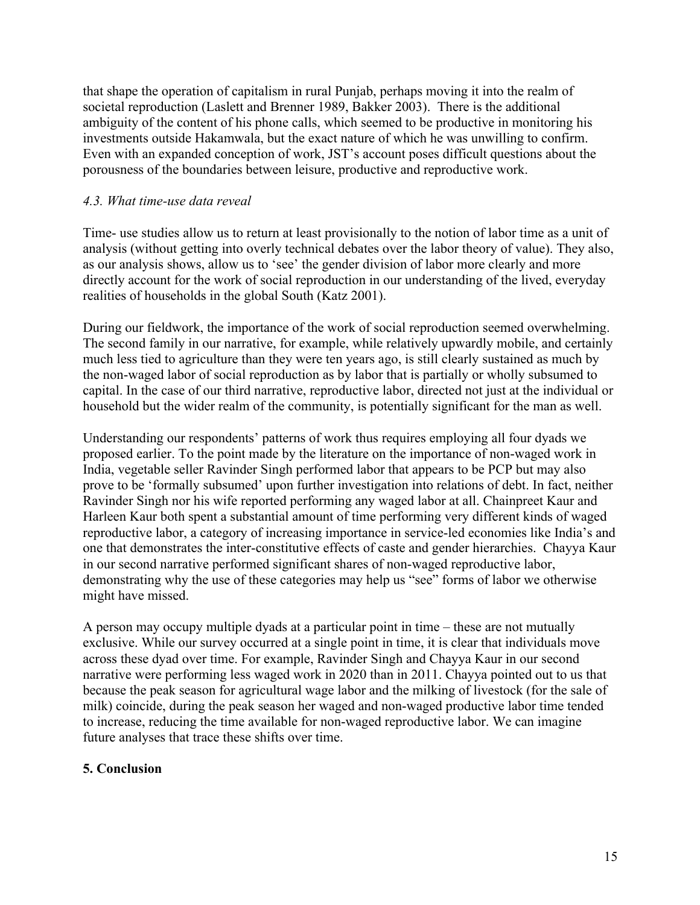that shape the operation of capitalism in rural Punjab, perhaps moving it into the realm of societal reproduction (Laslett and Brenner 1989, Bakker 2003). There is the additional ambiguity of the content of his phone calls, which seemed to be productive in monitoring his investments outside Hakamwala, but the exact nature of which he was unwilling to confirm. Even with an expanded conception of work, JST's account poses difficult questions about the porousness of the boundaries between leisure, productive and reproductive work.

### *4.3. What time-use data reveal*

Time- use studies allow us to return at least provisionally to the notion of labor time as a unit of analysis (without getting into overly technical debates over the labor theory of value). They also, as our analysis shows, allow us to 'see' the gender division of labor more clearly and more directly account for the work of social reproduction in our understanding of the lived, everyday realities of households in the global South (Katz 2001).

During our fieldwork, the importance of the work of social reproduction seemed overwhelming. The second family in our narrative, for example, while relatively upwardly mobile, and certainly much less tied to agriculture than they were ten years ago, is still clearly sustained as much by the non-waged labor of social reproduction as by labor that is partially or wholly subsumed to capital. In the case of our third narrative, reproductive labor, directed not just at the individual or household but the wider realm of the community, is potentially significant for the man as well.

Understanding our respondents' patterns of work thus requires employing all four dyads we proposed earlier. To the point made by the literature on the importance of non-waged work in India, vegetable seller Ravinder Singh performed labor that appears to be PCP but may also prove to be 'formally subsumed' upon further investigation into relations of debt. In fact, neither Ravinder Singh nor his wife reported performing any waged labor at all. Chainpreet Kaur and Harleen Kaur both spent a substantial amount of time performing very different kinds of waged reproductive labor, a category of increasing importance in service-led economies like India's and one that demonstrates the inter-constitutive effects of caste and gender hierarchies. Chayya Kaur in our second narrative performed significant shares of non-waged reproductive labor, demonstrating why the use of these categories may help us "see" forms of labor we otherwise might have missed.

A person may occupy multiple dyads at a particular point in time – these are not mutually exclusive. While our survey occurred at a single point in time, it is clear that individuals move across these dyad over time. For example, Ravinder Singh and Chayya Kaur in our second narrative were performing less waged work in 2020 than in 2011. Chayya pointed out to us that because the peak season for agricultural wage labor and the milking of livestock (for the sale of milk) coincide, during the peak season her waged and non-waged productive labor time tended to increase, reducing the time available for non-waged reproductive labor. We can imagine future analyses that trace these shifts over time.

## 5. Conclusion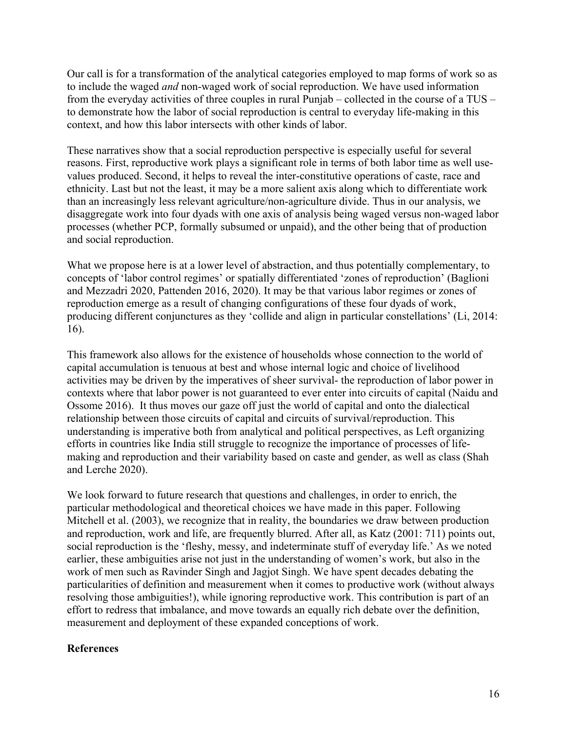Our call is for a transformation of the analytical categories employed to map forms of work so as to include the waged *and* non-waged work of social reproduction. We have used information from the everyday activities of three couples in rural Punjab – collected in the course of a TUS – to demonstrate how the labor of social reproduction is central to everyday life-making in this context, and how this labor intersects with other kinds of labor.

These narratives show that a social reproduction perspective is especially useful for several reasons. First, reproductive work plays a significant role in terms of both labor time as well use-values produced. Second, it helps to reveal the inter-constitutive operations of caste, race and ethnicity. Last but not the least, it may be a more salient axis along which to differentiate work than an increasingly less relevant agriculture/non-agriculture divide. Thus in our analysis, we disaggregate work into four dyads with one axis of analysis being waged versus non-waged labor processes (whether PCP, formally subsumed or unpaid), and the other being that of production and social reproduction.

What we propose here is at a lower level of abstraction, and thus potentially complementary, to concepts of 'labor control regimes' or spatially differentiated 'zones of reproduction' (Baglioni and Mezzadri 2020, Pattenden 2016, 2020). It may be that various labor regimes or zones of reproduction emerge as a result of changing configurations of these four dyads of work, producing different conjunctures as they 'collide and align in particular constellations' (Li, 2014: 16).

This framework also allows for the existence of households whose connection to the world of capital accumulation is tenuous at best and whose internal logic and choice of livelihood activities may be driven by the imperatives of sheer survival- the reproduction of labor power in contexts where that labor power is not guaranteed to ever enter into circuits of capital (Naidu and Ossome 2016). It thus moves our gaze off just the world of capital and onto the dialectical relationship between those circuits of capital and circuits of survival/reproduction. This understanding is imperative both from analytical and political perspectives, as Left organizing efforts in countries like India still struggle to recognize the importance of processes of life-making and reproduction and their variability based on caste and gender, as well as class (Shah and Lerche 2020).

We look forward to future research that questions and challenges, in order to enrich, the particular methodological and theoretical choices we have made in this paper. Following Mitchell et al. (2003), we recognize that in reality, the boundaries we draw between production and reproduction, work and life, are frequently blurred. After all, as Katz (2001: 711) points out, social reproduction is the 'fleshy, messy, and indeterminate stuff of everyday life.' As we noted earlier, these ambiguities arise not just in the understanding of women's work, but also in the work of men such as Ravinder Singh and Jagjot Singh. We have spent decades debating the particularities of definition and measurement when it comes to productive work (without always resolving those ambiguities!), while ignoring reproductive work. This contribution is part of an effort to redress that imbalance, and move towards an equally rich debate over the definition, measurement and deployment of these expanded conceptions of work.

**References**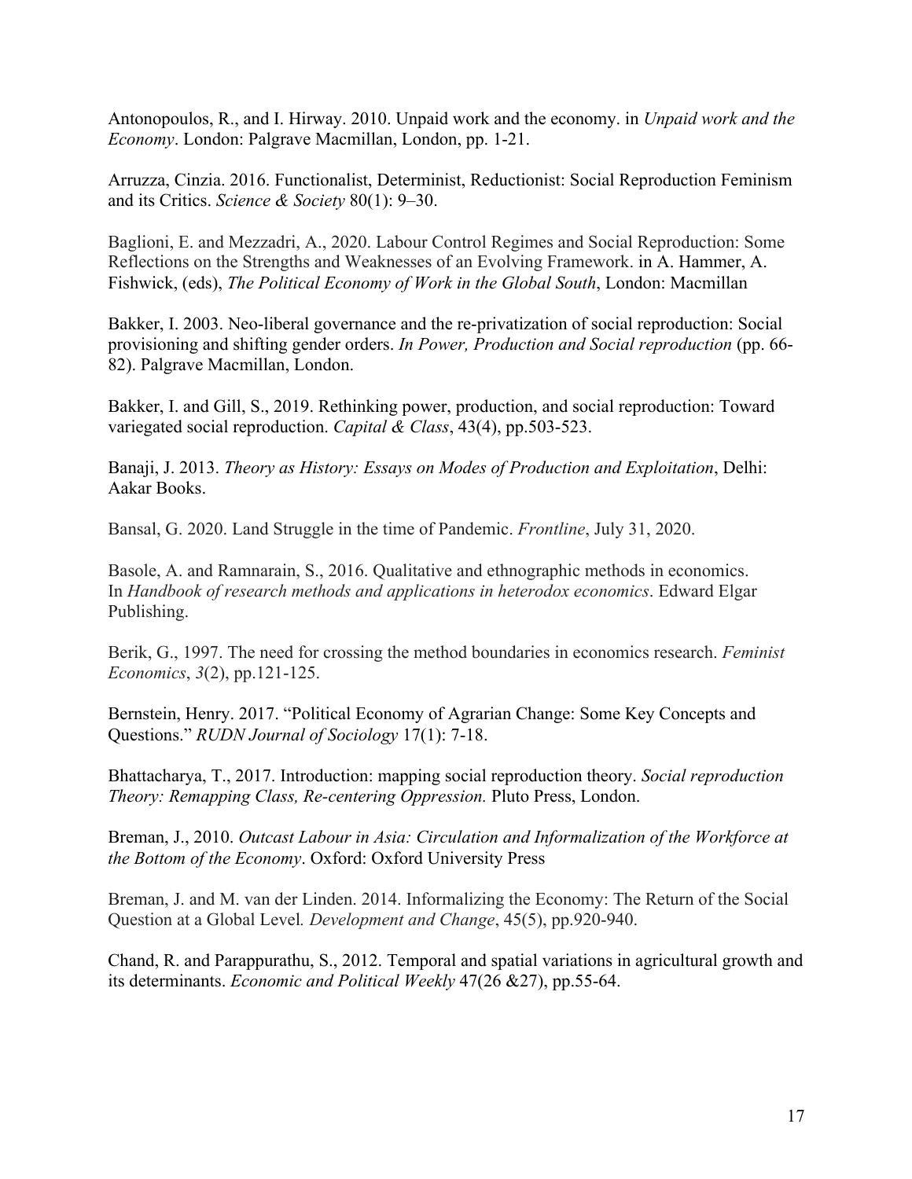Antonopoulos, R., and I. Hirway. 2010. Unpaid work and the economy. in *Unpaid work and the Economy*. London: Palgrave Macmillan, London, pp. 1-21.

Arruzza, Cinzia. 2016. Functionalist, Determinist, Reductionist: Social Reproduction Feminism and its Critics. *Science & Society* 80(1): 9–30.

Baglioni, E. and Mezzadri, A., 2020. Labour Control Regimes and Social Reproduction: Some Reflections on the Strengths and Weaknesses of an Evolving Framework. in A. Hammer, A. Fishwick, (eds), *The Political Economy of Work in the Global South*, London: Macmillan

Bakker, I. 2003. Neo-liberal governance and the re-privatization of social reproduction: Social provisioning and shifting gender orders. *In Power, Production and Social reproduction* (pp. 66-82). Palgrave Macmillan, London.

Bakker, I. and Gill, S., 2019. Rethinking power, production, and social reproduction: Toward variegated social reproduction. *Capital & Class*, 43(4), pp.503-523.

Banaji, J. 2013. *Theory as History: Essays on Modes of Production and Exploitation*, Delhi: Aakar Books.

Bansal, G. 2020. Land Struggle in the time of Pandemic. *Frontline*, July 31, 2020.

Basole, A. and Ramnarain, S., 2016. Qualitative and ethnographic methods in economics. In *Handbook of research methods and applications in heterodox economics*. Edward Elgar Publishing.

Berik, G., 1997. The need for crossing the method boundaries in economics research. *Feminist Economics*, *3*(2), pp.121-125.

Bernstein, Henry. 2017. "Political Economy of Agrarian Change: Some Key Concepts and Questions." *RUDN Journal of Sociology* 17(1): 7-18.

Bhattacharya, T., 2017. Introduction: mapping social reproduction theory. *Social reproduction Theory: Remapping Class, Re-centering Oppression.* Pluto Press, London.

Breman, J., 2010. *Outcast Labour in Asia: Circulation and Informalization of the Workforce at the Bottom of the Economy*. Oxford: Oxford University Press

Breman, J. and M. van der Linden. 2014. Informalizing the Economy: The Return of the Social Question at a Global Level*. Development and Change*, 45(5), pp.920-940.

Chand, R. and Parappurathu, S., 2012. Temporal and spatial variations in agricultural growth and its determinants. *Economic and Political Weekly* 47(26 &27), pp.55-64.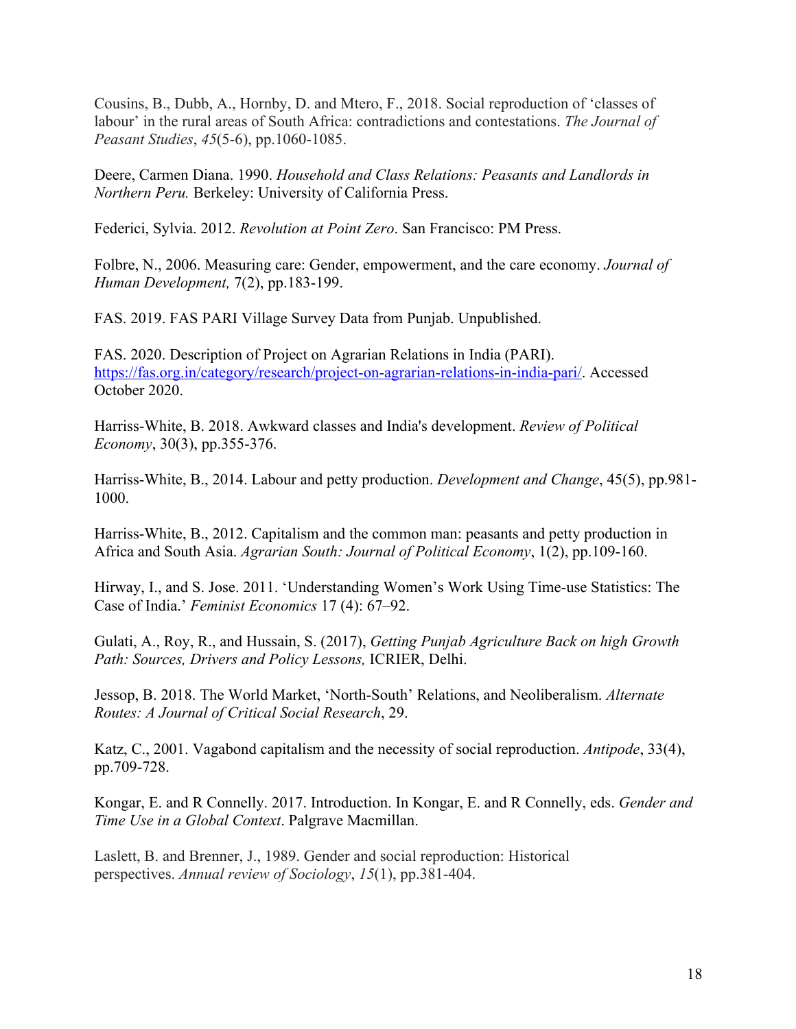Cousins, B., Dubb, A., Hornby, D. and Mtero, F., 2018. Social reproduction of 'classes of labour' in the rural areas of South Africa: contradictions and contestations. *The Journal of Peasant Studies*, *45*(5-6), pp.1060-1085.

Deere, Carmen Diana. 1990. *Household and Class Relations: Peasants and Landlords in Northern Peru.* Berkeley: University of California Press.

Federici, Sylvia. 2012. *Revolution at Point Zero*. San Francisco: PM Press.

Folbre, N., 2006. Measuring care: Gender, empowerment, and the care economy. *Journal of Human Development,* 7(2), pp.183-199.

FAS. 2019. FAS PARI Village Survey Data from Punjab. Unpublished.

FAS. 2020. Description of Project on Agrarian Relations in India (PARI). https://fas.org.in/category/research/project-on-agrarian-relations-in-india-pari/. Accessed October 2020.

Harriss-White, B. 2018. Awkward classes and India's development. *Review of Political Economy*, 30(3), pp.355-376.

Harriss-White, B., 2014. Labour and petty production. *Development and Change*, 45(5), pp.981-1000.

Harriss-White, B., 2012. Capitalism and the common man: peasants and petty production in Africa and South Asia. *Agrarian South: Journal of Political Economy*, 1(2), pp.109-160.

Hirway, I., and S. Jose. 2011. 'Understanding Women's Work Using Time-use Statistics: The Case of India.' *Feminist Economics* 17 (4): 67–92.

Gulati, A., Roy, R., and Hussain, S. (2017), *Getting Punjab Agriculture Back on high Growth Path: Sources, Drivers and Policy Lessons,* ICRIER, Delhi.

Jessop, B. 2018. The World Market, 'North-South' Relations, and Neoliberalism. *Alternate Routes: A Journal of Critical Social Research*, 29.

Katz, C., 2001. Vagabond capitalism and the necessity of social reproduction. *Antipode*, 33(4), pp.709-728.

Kongar, E. and R Connelly. 2017. Introduction. In Kongar, E. and R Connelly, eds. *Gender and Time Use in a Global Context*. Palgrave Macmillan.

Laslett, B. and Brenner, J., 1989. Gender and social reproduction: Historical perspectives. *Annual review of Sociology*, *15*(1), pp.381-404.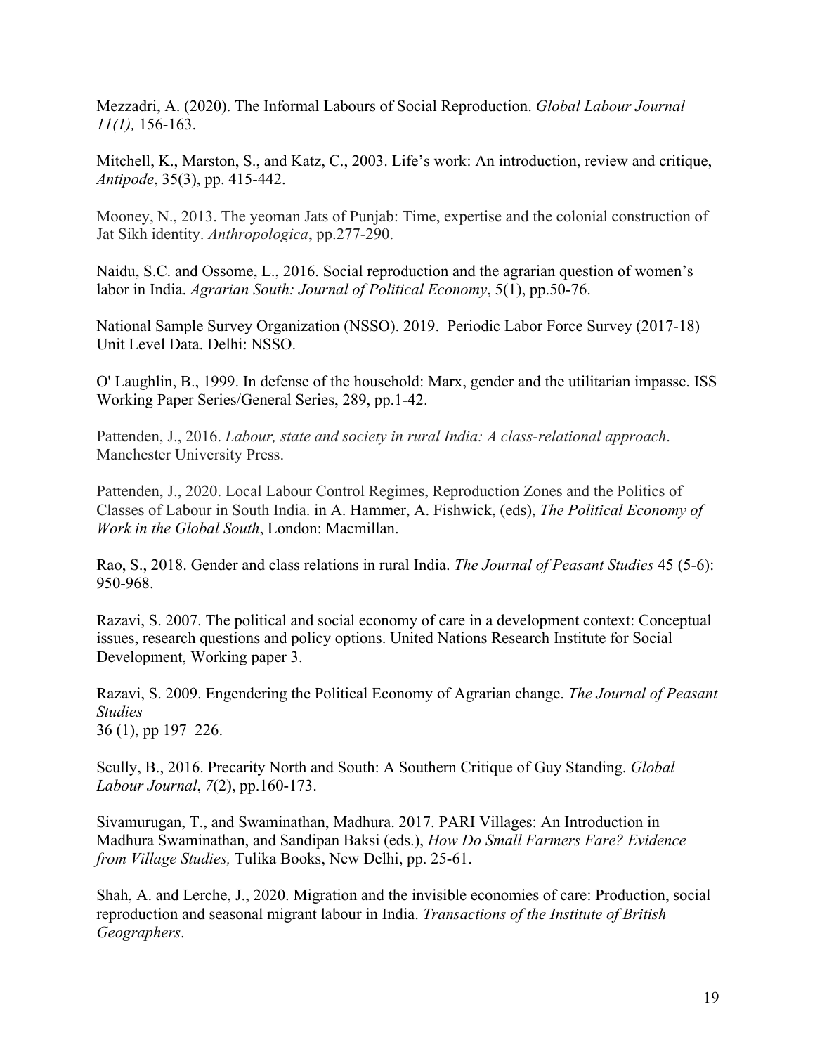Mezzadri, A. (2020). The Informal Labours of Social Reproduction. *Global Labour Journal 11(1),* 156-163.

Mitchell, K., Marston, S., and Katz, C., 2003. Life's work: An introduction, review and critique, *Antipode*, 35(3), pp. 415-442.

Mooney, N., 2013. The yeoman Jats of Punjab: Time, expertise and the colonial construction of Jat Sikh identity. *Anthropologica*, pp.277-290.

Naidu, S.C. and Ossome, L., 2016. Social reproduction and the agrarian question of women's labor in India. *Agrarian South: Journal of Political Economy*, 5(1), pp.50-76.

National Sample Survey Organization (NSSO). 2019. Periodic Labor Force Survey (2017-18) Unit Level Data. Delhi: NSSO.

O' Laughlin, B., 1999. In defense of the household: Marx, gender and the utilitarian impasse. ISS Working Paper Series/General Series, 289, pp.1-42.

Pattenden, J., 2016. *Labour, state and society in rural India: A class-relational approach*. Manchester University Press.

Pattenden, J., 2020. Local Labour Control Regimes, Reproduction Zones and the Politics of Classes of Labour in South India. in A. Hammer, A. Fishwick, (eds), *The Political Economy of Work in the Global South*, London: Macmillan.

Rao, S., 2018. Gender and class relations in rural India. *The Journal of Peasant Studies* 45 (5-6): 950-968.

Razavi, S. 2007. The political and social economy of care in a development context: Conceptual issues, research questions and policy options. United Nations Research Institute for Social Development, Working paper 3.

Razavi, S. 2009. Engendering the Political Economy of Agrarian change. *The Journal of Peasant Studies* 36 (1), pp 197–226.

Scully, B., 2016. Precarity North and South: A Southern Critique of Guy Standing. *Global Labour Journal*, *7*(2), pp.160-173.

Sivamurugan, T., and Swaminathan, Madhura. 2017. PARI Villages: An Introduction in Madhura Swaminathan, and Sandipan Baksi (eds.), *How Do Small Farmers Fare? Evidence from Village Studies,* Tulika Books, New Delhi, pp. 25-61.

Shah, A. and Lerche, J., 2020. Migration and the invisible economies of care: Production, social reproduction and seasonal migrant labour in India. *Transactions of the Institute of British Geographers*.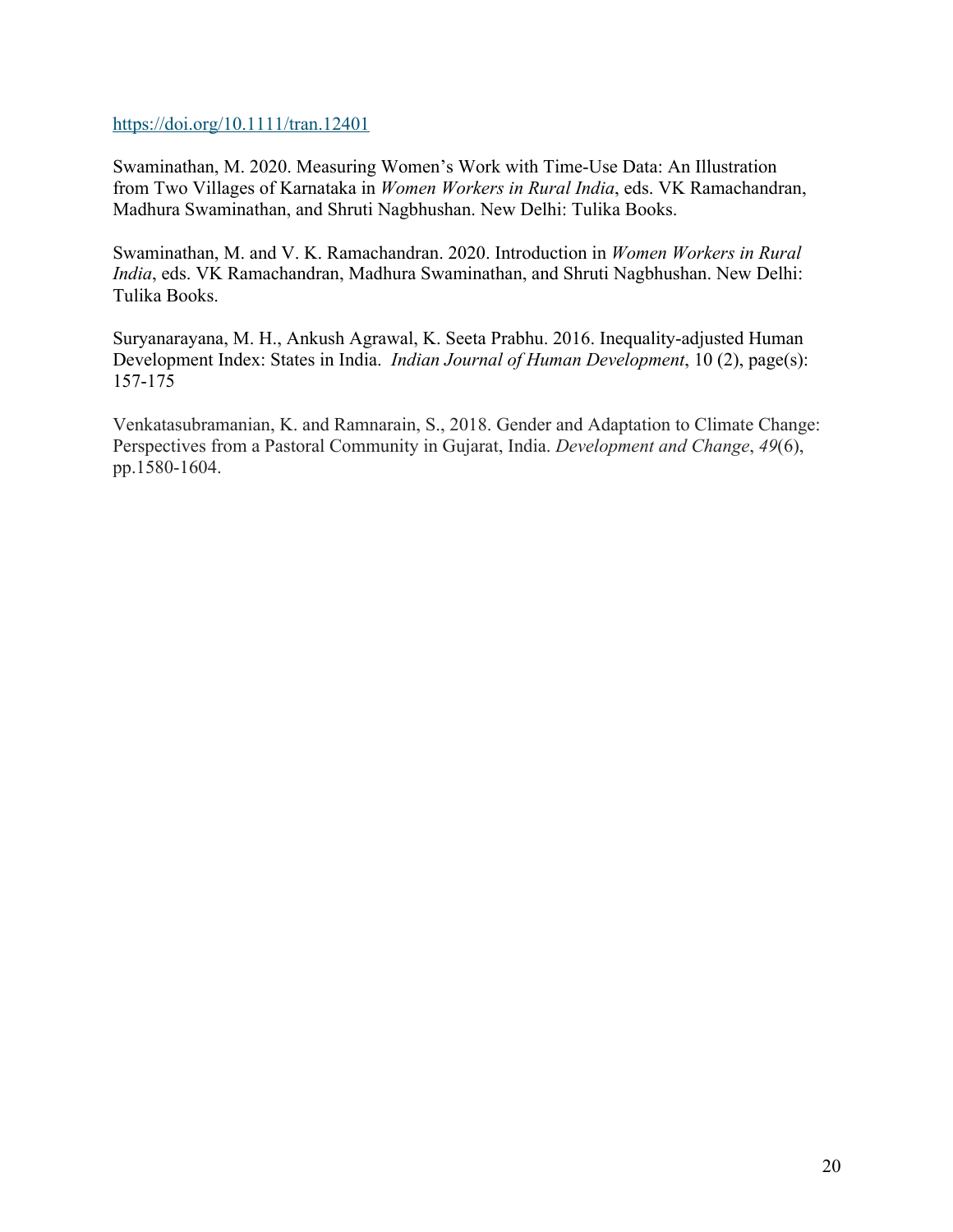https://doi.org/10.1111/tran.12401

Swaminathan, M. 2020. Measuring Women's Work with Time-Use Data: An Illustration from Two Villages of Karnataka in *Women Workers in Rural India*, eds. VK Ramachandran, Madhura Swaminathan, and Shruti Nagbhushan. New Delhi: Tulika Books.

Swaminathan, M. and V. K. Ramachandran. 2020. Introduction in *Women Workers in Rural India*, eds. VK Ramachandran, Madhura Swaminathan, and Shruti Nagbhushan. New Delhi: Tulika Books.

Suryanarayana, M. H., Ankush Agrawal, K. Seeta Prabhu. 2016. Inequality-adjusted Human Development Index: States in India. *Indian Journal of Human Development*, 10 (2), page(s): 157-175

Venkatasubramanian, K. and Ramnarain, S., 2018. Gender and Adaptation to Climate Change: Perspectives from a Pastoral Community in Gujarat, India. *Development and Change*, *49*(6), pp.1580-1604.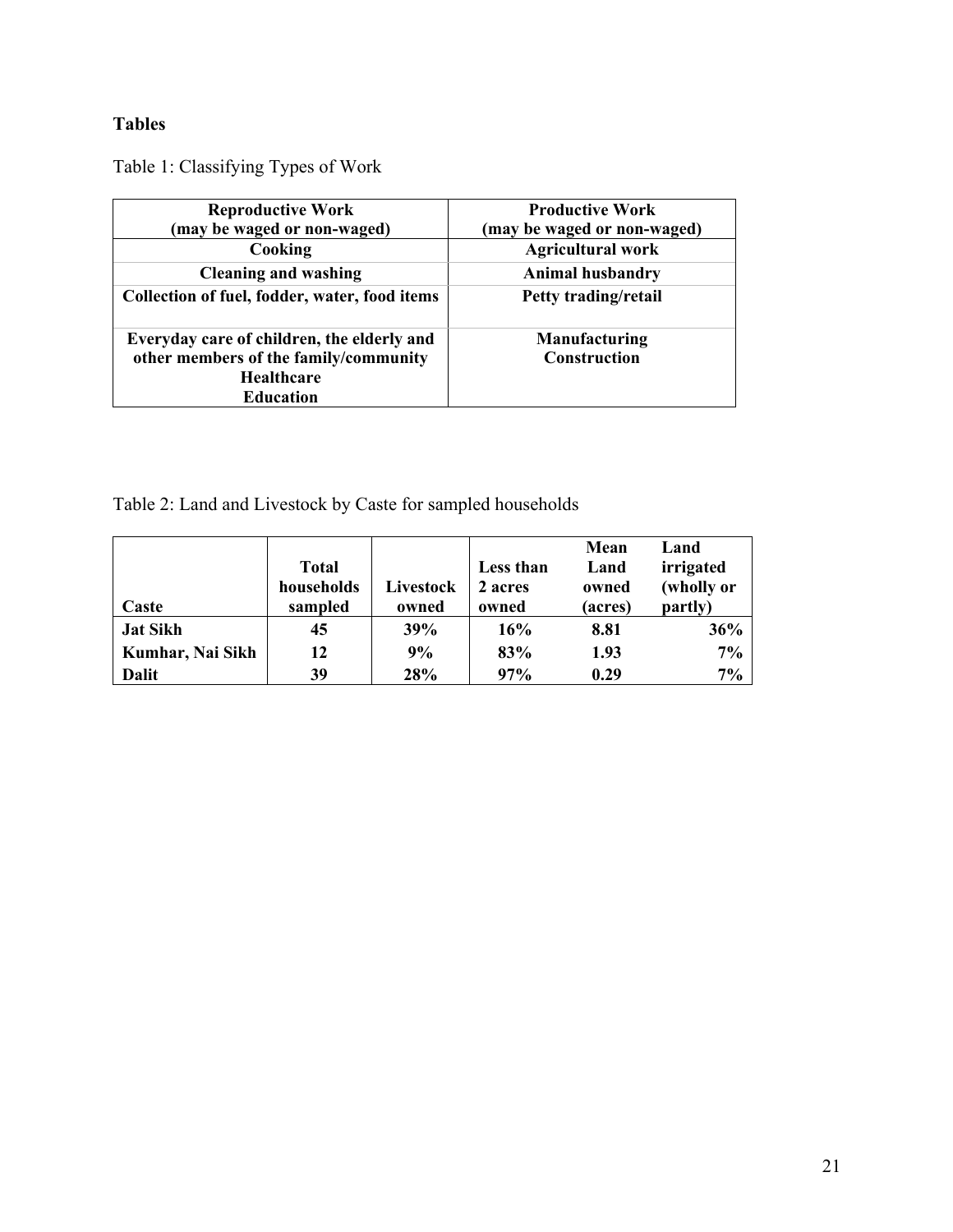## Tables

Table 1: Classifying Types of Work

| **Reproductive Work (may be waged or non-waged)** | **Productive Work (may be waged or non-waged)** |
|---|---|
| **Cooking** | **Agricultural work** |
| **Cleaning and washing** | **Animal husbandry** |
| **Collection of fuel, fodder, water, food items** | **Petty trading/retail** |
| **Everyday care of children, the elderly and other members of the family/community Healthcare Education** | **Manufacturing Construction** |

Table 2: Land and Livestock by Caste for sampled households

| **Caste** | **Total households sampled** | **Livestock owned** | **Less than 2 acres owned** | **Mean Land owned (acres)** | **Land irrigated (wholly or partly)** |
|---|---|---|---|---|---|
| **Jat Sikh** | **45** | **39%** | **16%** | **8.81** | **36%** |
| **Kumhar, Nai Sikh** | **12** | **9%** | **83%** | **1.93** | **7%** |
| **Dalit** | **39** | **28%** | **97%** | **0.29** | **7%** |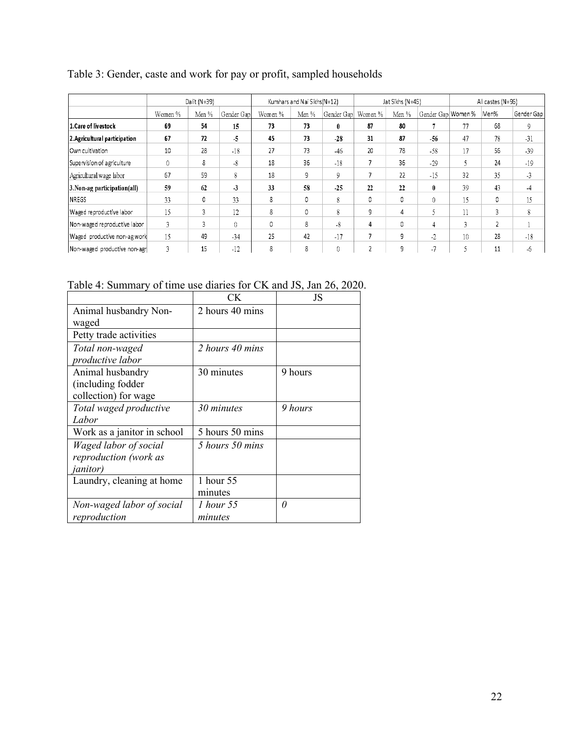Table 3: Gender, caste and work for pay or profit, sampled households

| | Dalit (N=39) | | | Kumhars and Nai Sikhs(N=12) | | | Jat Sikhs (N=45) | | | All castes (N=96) | | |
|---|---|---|---|---|---|---|---|---|---|---|---|---|
| | Women % | Men % | Gender Gap | Women % | Men % | Gender Gap | Women % | Men % | Gender Gap | Women % | Men% | Gender Gap |
| **1.Care of livestock** | **69** | **54** | **15** | **73** | **73** | **0** | **87** | **80** | **7** | 77 | 68 | 9 |
| **2.Agricultural participation** | **67** | **72** | **-5** | **45** | **73** | **-28** | **31** | **87** | **-56** | 47 | 78 | -31 |
| Own cultivation | 10 | 28 | -18 | 27 | 73 | -46 | 20 | 78 | -58 | 17 | 56 | -39 |
| Supervision of agriculture | 0 | 8 | -8 | 18 | 36 | -18 | 7 | 36 | -29 | 5 | 24 | -19 |
| Agricultural wage labor | 67 | 59 | 8 | 18 | 9 | 9 | 7 | 22 | -15 | 32 | 35 | -3 |
| **3.Non-ag participation(all)** | **59** | **62** | **-3** | **33** | **58** | **-25** | **22** | **22** | **0** | 39 | 43 | -4 |
| NREGS | 33 | 0 | 33 | 8 | 0 | 8 | 0 | 0 | 0 | 15 | 0 | 15 |
| Waged reproductive labor | 15 | 3 | 12 | 8 | 0 | 8 | 9 | 4 | 5 | 11 | 3 | 8 |
| Non-waged reproductive labor | 3 | 3 | 0 | 0 | 8 | -8 | 4 | 0 | 4 | 3 | 2 | 1 |
| Waged productive non-ag work | 15 | 49 | -34 | 25 | 42 | -17 | 7 | 9 | -2 | 10 | 28 | -18 |
| Non-waged productive non-agr | 3 | 15 | -12 | 8 | 8 | 0 | 2 | 9 | -7 | 5 | 11 | -6 |

Table 4: Summary of time use diaries for CK and JS, Jan 26, 2020.

| | CK | JS |
|---|---|---|
| Animal husbandry Non-waged | 2 hours 40 mins | |
| Petty trade activities | | |
| *Total non-waged productive labor* | *2 hours 40 mins* | |
| Animal husbandry (including fodder collection) for wage | 30 minutes | 9 hours |
| *Total waged productive Labor* | *30 minutes* | *9 hours* |
| Work as a janitor in school | 5 hours 50 mins | |
| *Waged labor of social reproduction (work as janitor)* | *5 hours 50 mins* | |
| Laundry, cleaning at home | 1 hour 55 minutes | |
| *Non-waged labor of social reproduction* | *1 hour 55 minutes* | *0* |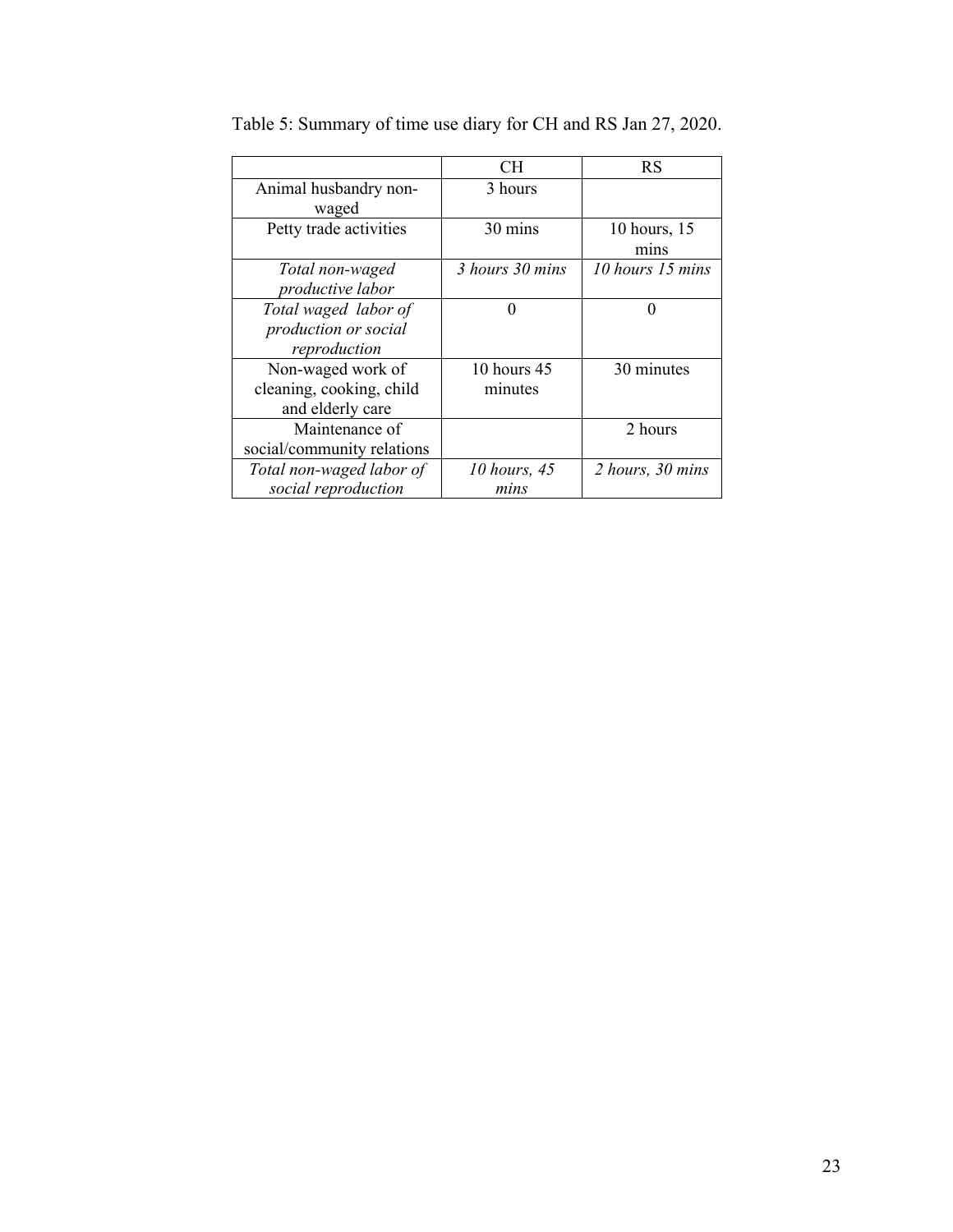Table 5: Summary of time use diary for CH and RS Jan 27, 2020.

| | CH | RS |
|---|---|---|
| Animal husbandry non-waged | 3 hours | |
| Petty trade activities | 30 mins | 10 hours, 15 mins |
| *Total non-waged productive labor* | *3 hours 30 mins* | *10 hours 15 mins* |
| *Total waged labor of production or social reproduction* | 0 | 0 |
| Non-waged work of cleaning, cooking, child and elderly care | 10 hours 45 minutes | 30 minutes |
| Maintenance of social/community relations | | 2 hours |
| *Total non-waged labor of social reproduction* | *10 hours, 45 mins* | *2 hours, 30 mins* |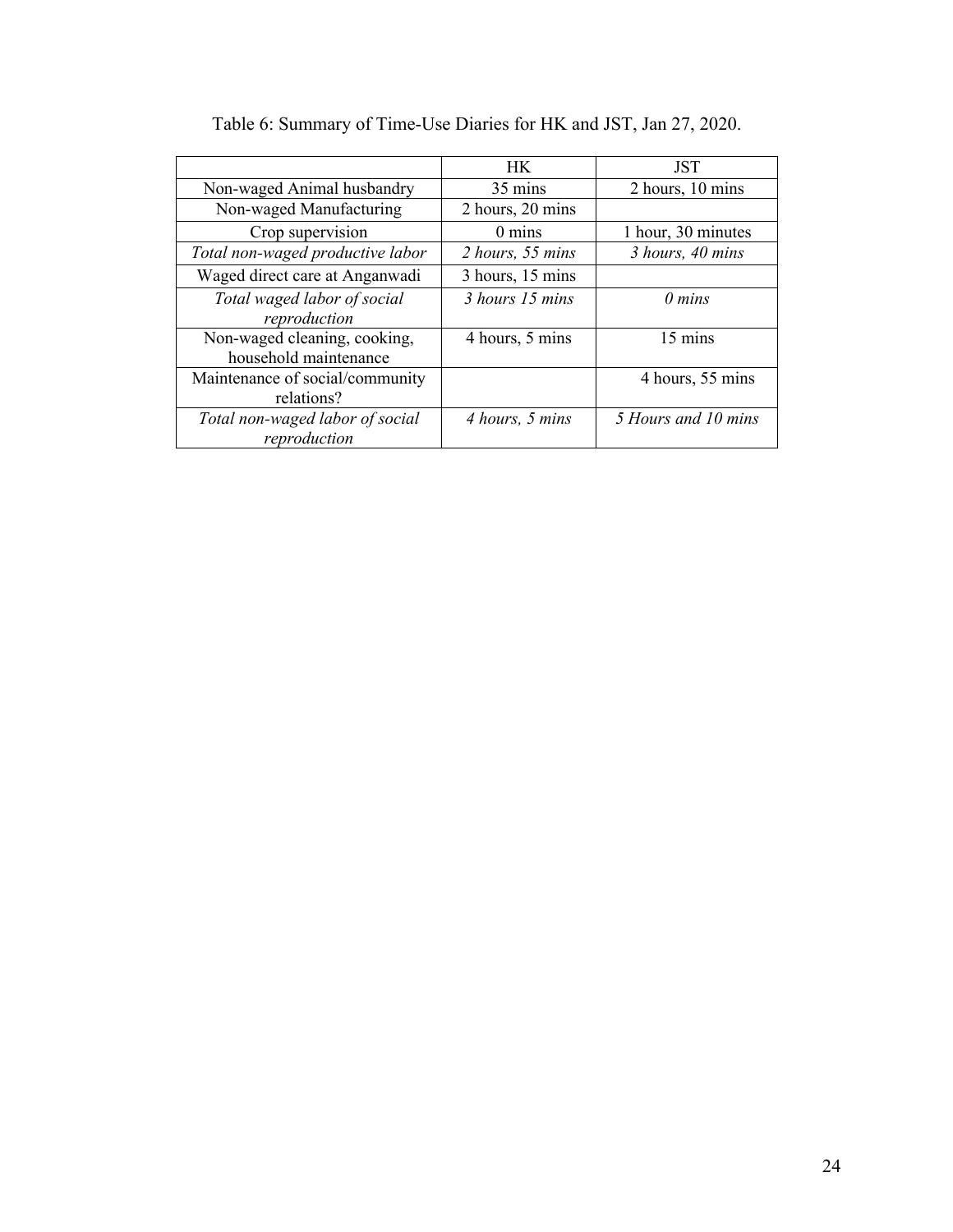Table 6: Summary of Time-Use Diaries for HK and JST, Jan 27, 2020.

| | HK | JST |
|---|---|---|
| Non-waged Animal husbandry | 35 mins | 2 hours, 10 mins |
| Non-waged Manufacturing | 2 hours, 20 mins | |
| Crop supervision | 0 mins | 1 hour, 30 minutes |
| *Total non-waged productive labor* | *2 hours, 55 mins* | *3 hours, 40 mins* |
| Waged direct care at Anganwadi | 3 hours, 15 mins | |
| *Total waged labor of social reproduction* | *3 hours 15 mins* | *0 mins* |
| Non-waged cleaning, cooking, household maintenance | 4 hours, 5 mins | 15 mins |
| Maintenance of social/community relations? | | 4 hours, 55 mins |
| *Total non-waged labor of social reproduction* | *4 hours, 5 mins* | *5 Hours and 10 mins* |